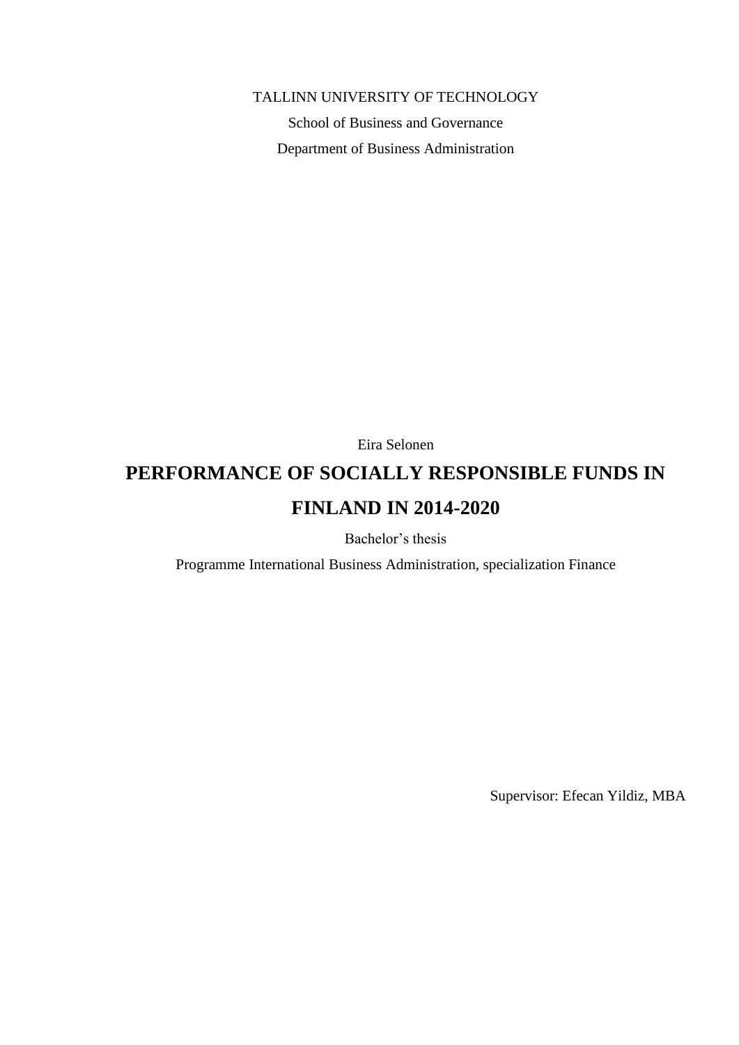TALLINN UNIVERSITY OF TECHNOLOGY

School of Business and Governance

Department of Business Administration

Eira Selonen

# PERFORMANCE OF SOCIALLY RESPONSIBLE FUNDS IN FINLAND IN 2014-2020

Bachelor's thesis

Programme International Business Administration, specialization Finance

Supervisor: Efecan Yildiz, MBA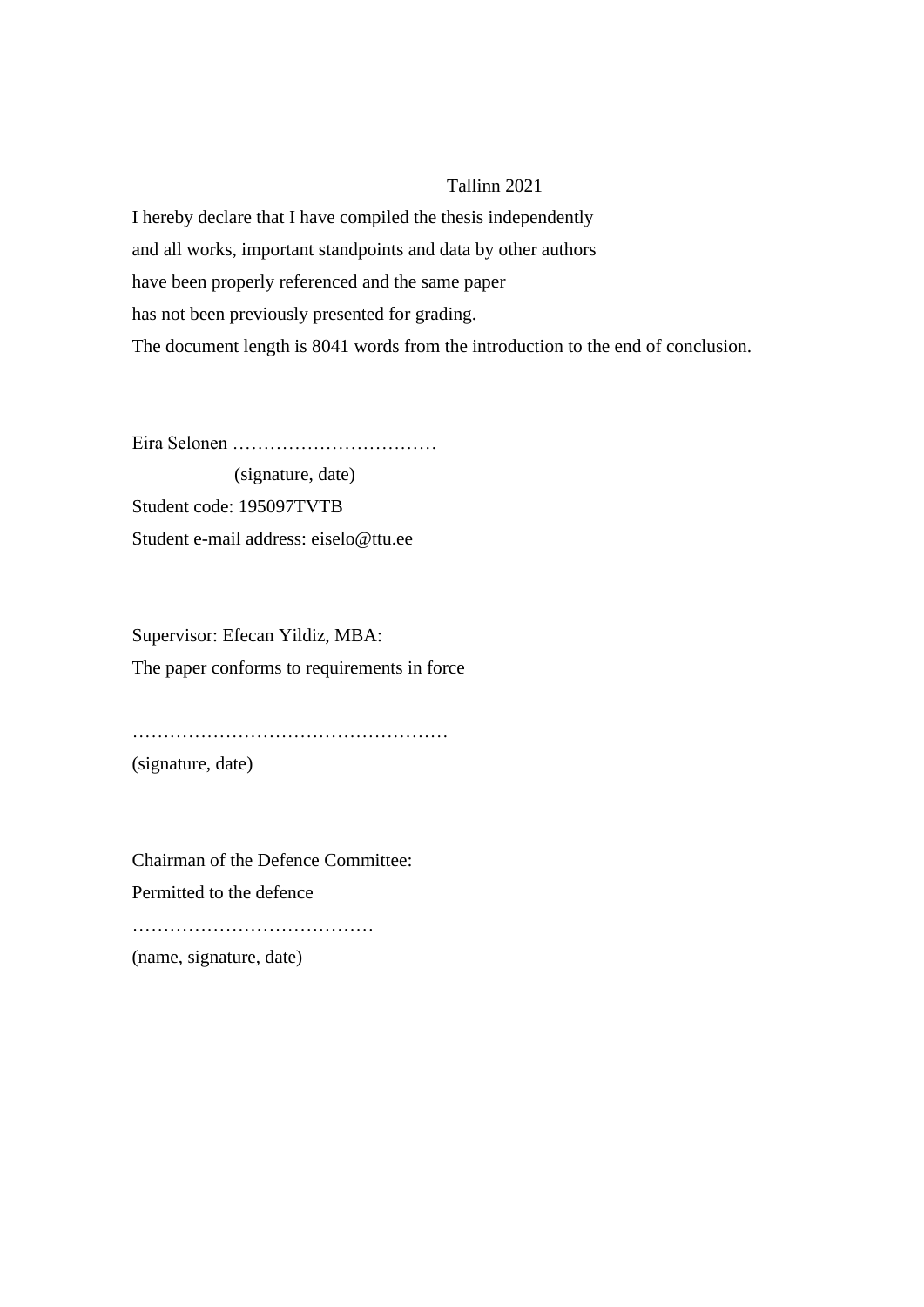Tallinn 2021

I hereby declare that I have compiled the thesis independently
and all works, important standpoints and data by other authors
have been properly referenced and the same paper
has not been previously presented for grading.
The document length is 8041 words from the introduction to the end of conclusion.

Eira Selonen ……………………………
(signature, date)
Student code: 195097TVTB
Student e-mail address: eiselo@ttu.ee

Supervisor: Efecan Yildiz, MBA:
The paper conforms to requirements in force

……………………………………………
(signature, date)

Chairman of the Defence Committee:
Permitted to the defence
…………………………………
(name, signature, date)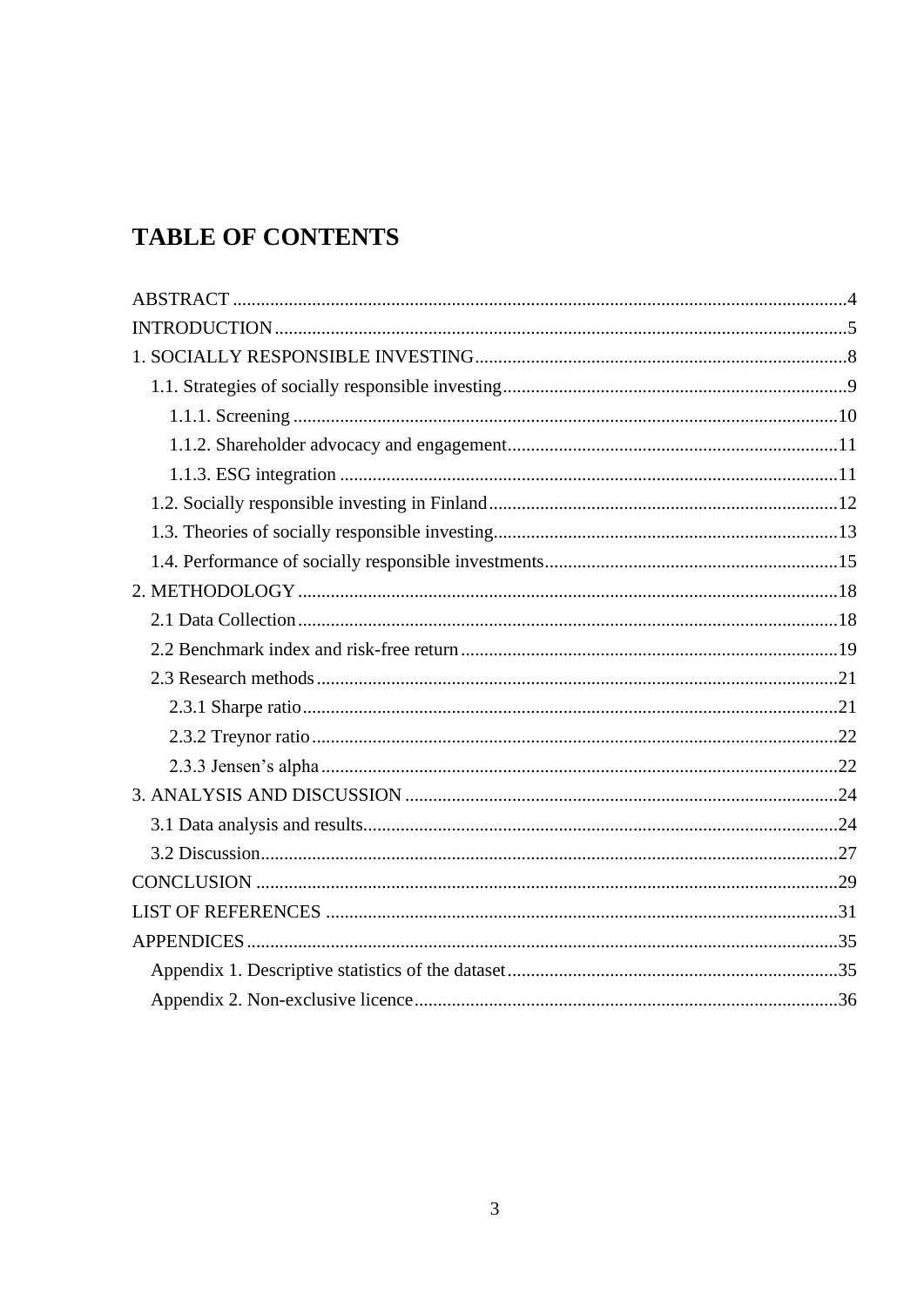# TABLE OF CONTENTS

ABSTRACT ....................................................................................................................4
INTRODUCTION ..........................................................................................................5
1. SOCIALLY RESPONSIBLE INVESTING ................................................................8
  1.1. Strategies of socially responsible investing ..........................................................9
    1.1.1. Screening ....................................................................................................10
    1.1.2. Shareholder advocacy and engagement .......................................................11
    1.1.3. ESG integration ...........................................................................................11
  1.2. Socially responsible investing in Finland ............................................................12
  1.3. Theories of socially responsible investing ...........................................................13
  1.4. Performance of socially responsible investments ...............................................15
2. METHODOLOGY ....................................................................................................18
  2.1 Data Collection ....................................................................................................18
  2.2 Benchmark index and risk-free return .................................................................19
  2.3 Research methods ................................................................................................21
    2.3.1 Sharpe ratio ...................................................................................................21
    2.3.2 Treynor ratio ..................................................................................................22
    2.3.3 Jensen's alpha ................................................................................................22
3. ANALYSIS AND DISCUSSION .............................................................................24
  3.1 Data analysis and results ......................................................................................24
  3.2 Discussion ............................................................................................................27
CONCLUSION ............................................................................................................29
LIST OF REFERENCES .............................................................................................31
APPENDICES ..............................................................................................................35
  Appendix 1. Descriptive statistics of the dataset .......................................................35
  Appendix 2. Non-exclusive licence ...........................................................................36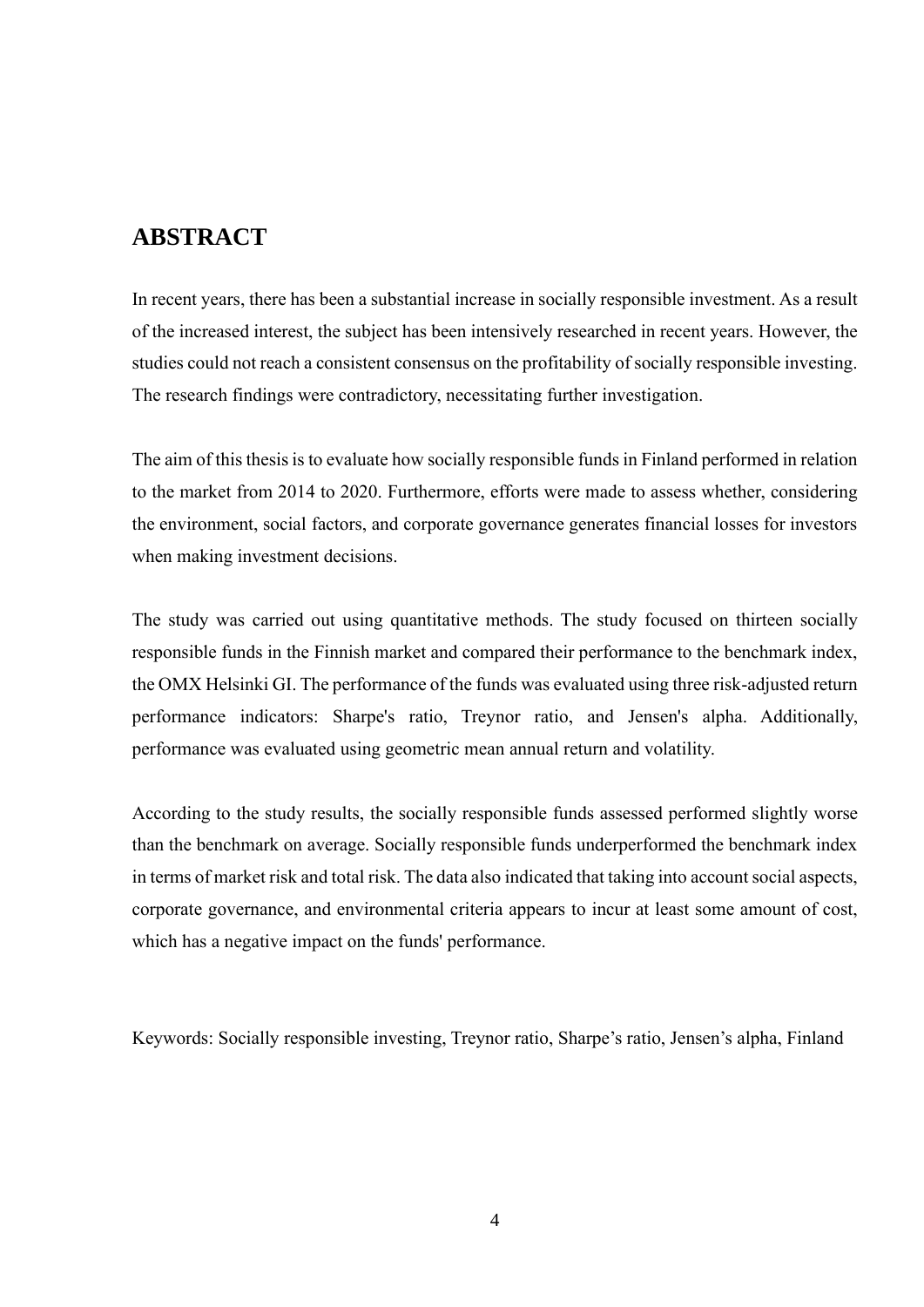# ABSTRACT

In recent years, there has been a substantial increase in socially responsible investment. As a result of the increased interest, the subject has been intensively researched in recent years. However, the studies could not reach a consistent consensus on the profitability of socially responsible investing. The research findings were contradictory, necessitating further investigation.

The aim of this thesis is to evaluate how socially responsible funds in Finland performed in relation to the market from 2014 to 2020. Furthermore, efforts were made to assess whether, considering the environment, social factors, and corporate governance generates financial losses for investors when making investment decisions.

The study was carried out using quantitative methods. The study focused on thirteen socially responsible funds in the Finnish market and compared their performance to the benchmark index, the OMX Helsinki GI. The performance of the funds was evaluated using three risk-adjusted return performance indicators: Sharpe's ratio, Treynor ratio, and Jensen's alpha. Additionally, performance was evaluated using geometric mean annual return and volatility.

According to the study results, the socially responsible funds assessed performed slightly worse than the benchmark on average. Socially responsible funds underperformed the benchmark index in terms of market risk and total risk. The data also indicated that taking into account social aspects, corporate governance, and environmental criteria appears to incur at least some amount of cost, which has a negative impact on the funds' performance.

Keywords: Socially responsible investing, Treynor ratio, Sharpe's ratio, Jensen's alpha, Finland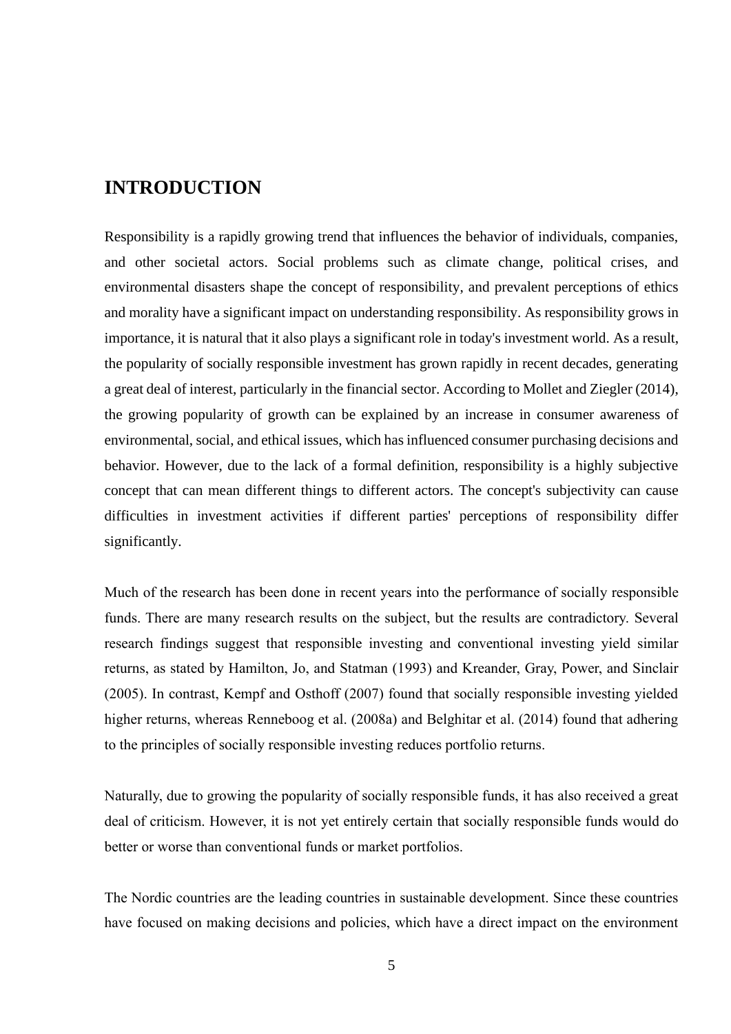# INTRODUCTION

Responsibility is a rapidly growing trend that influences the behavior of individuals, companies, and other societal actors. Social problems such as climate change, political crises, and environmental disasters shape the concept of responsibility, and prevalent perceptions of ethics and morality have a significant impact on understanding responsibility. As responsibility grows in importance, it is natural that it also plays a significant role in today's investment world. As a result, the popularity of socially responsible investment has grown rapidly in recent decades, generating a great deal of interest, particularly in the financial sector. According to Mollet and Ziegler (2014), the growing popularity of growth can be explained by an increase in consumer awareness of environmental, social, and ethical issues, which has influenced consumer purchasing decisions and behavior. However, due to the lack of a formal definition, responsibility is a highly subjective concept that can mean different things to different actors. The concept's subjectivity can cause difficulties in investment activities if different parties' perceptions of responsibility differ significantly.

Much of the research has been done in recent years into the performance of socially responsible funds. There are many research results on the subject, but the results are contradictory. Several research findings suggest that responsible investing and conventional investing yield similar returns, as stated by Hamilton, Jo, and Statman (1993) and Kreander, Gray, Power, and Sinclair (2005). In contrast, Kempf and Osthoff (2007) found that socially responsible investing yielded higher returns, whereas Renneboog et al. (2008a) and Belghitar et al. (2014) found that adhering to the principles of socially responsible investing reduces portfolio returns.

Naturally, due to growing the popularity of socially responsible funds, it has also received a great deal of criticism. However, it is not yet entirely certain that socially responsible funds would do better or worse than conventional funds or market portfolios.

The Nordic countries are the leading countries in sustainable development. Since these countries have focused on making decisions and policies, which have a direct impact on the environment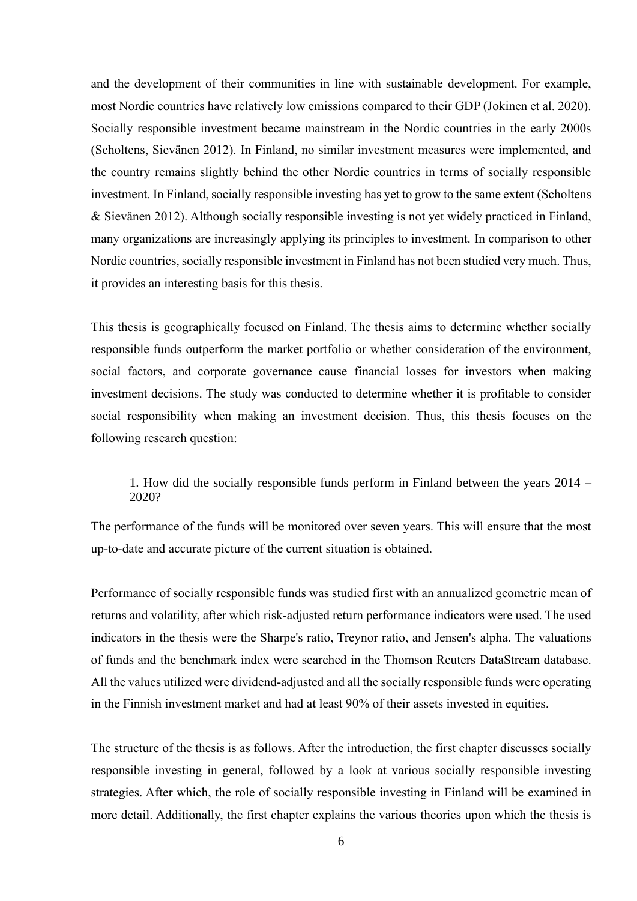and the development of their communities in line with sustainable development. For example, most Nordic countries have relatively low emissions compared to their GDP (Jokinen et al. 2020). Socially responsible investment became mainstream in the Nordic countries in the early 2000s (Scholtens, Sievänen 2012). In Finland, no similar investment measures were implemented, and the country remains slightly behind the other Nordic countries in terms of socially responsible investment. In Finland, socially responsible investing has yet to grow to the same extent (Scholtens & Sievänen 2012). Although socially responsible investing is not yet widely practiced in Finland, many organizations are increasingly applying its principles to investment. In comparison to other Nordic countries, socially responsible investment in Finland has not been studied very much. Thus, it provides an interesting basis for this thesis.

This thesis is geographically focused on Finland. The thesis aims to determine whether socially responsible funds outperform the market portfolio or whether consideration of the environment, social factors, and corporate governance cause financial losses for investors when making investment decisions. The study was conducted to determine whether it is profitable to consider social responsibility when making an investment decision. Thus, this thesis focuses on the following research question:

> 1. How did the socially responsible funds perform in Finland between the years 2014 – 2020?

The performance of the funds will be monitored over seven years. This will ensure that the most up-to-date and accurate picture of the current situation is obtained.

Performance of socially responsible funds was studied first with an annualized geometric mean of returns and volatility, after which risk-adjusted return performance indicators were used. The used indicators in the thesis were the Sharpe's ratio, Treynor ratio, and Jensen's alpha. The valuations of funds and the benchmark index were searched in the Thomson Reuters DataStream database. All the values utilized were dividend-adjusted and all the socially responsible funds were operating in the Finnish investment market and had at least 90% of their assets invested in equities.

The structure of the thesis is as follows. After the introduction, the first chapter discusses socially responsible investing in general, followed by a look at various socially responsible investing strategies. After which, the role of socially responsible investing in Finland will be examined in more detail. Additionally, the first chapter explains the various theories upon which the thesis is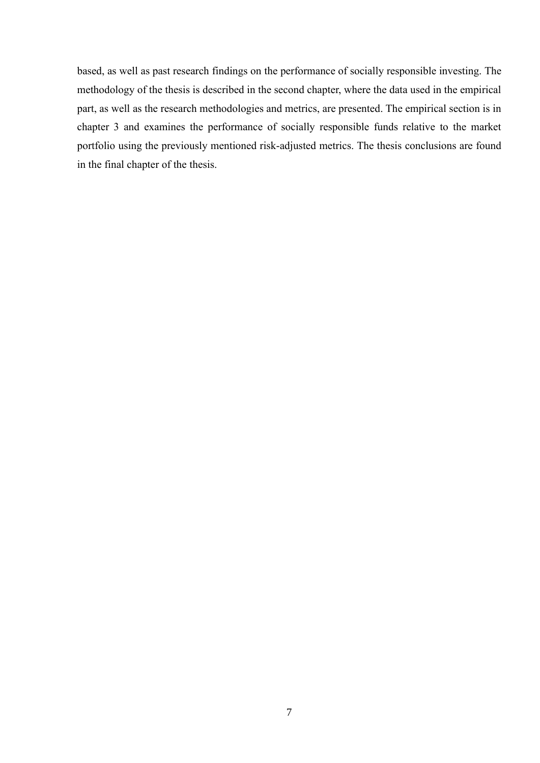based, as well as past research findings on the performance of socially responsible investing. The methodology of the thesis is described in the second chapter, where the data used in the empirical part, as well as the research methodologies and metrics, are presented. The empirical section is in chapter 3 and examines the performance of socially responsible funds relative to the market portfolio using the previously mentioned risk-adjusted metrics. The thesis conclusions are found in the final chapter of the thesis.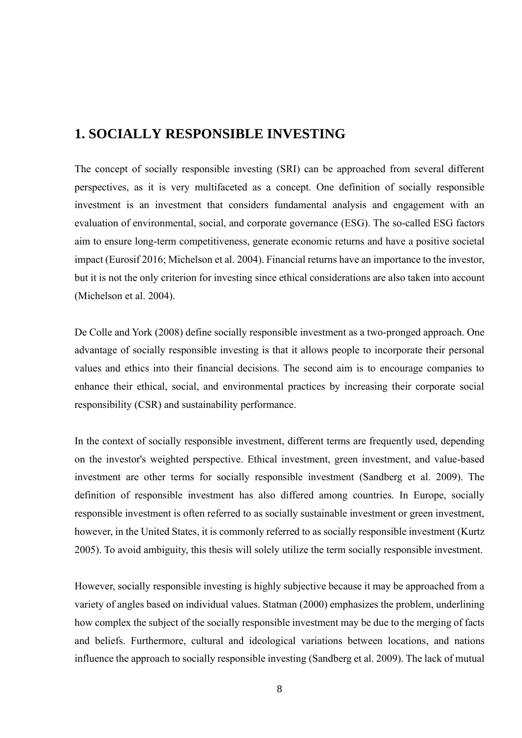# 1. SOCIALLY RESPONSIBLE INVESTING

The concept of socially responsible investing (SRI) can be approached from several different perspectives, as it is very multifaceted as a concept. One definition of socially responsible investment is an investment that considers fundamental analysis and engagement with an evaluation of environmental, social, and corporate governance (ESG). The so-called ESG factors aim to ensure long-term competitiveness, generate economic returns and have a positive societal impact (Eurosif 2016; Michelson et al. 2004). Financial returns have an importance to the investor, but it is not the only criterion for investing since ethical considerations are also taken into account (Michelson et al. 2004).

De Colle and York (2008) define socially responsible investment as a two-pronged approach. One advantage of socially responsible investing is that it allows people to incorporate their personal values and ethics into their financial decisions. The second aim is to encourage companies to enhance their ethical, social, and environmental practices by increasing their corporate social responsibility (CSR) and sustainability performance.

In the context of socially responsible investment, different terms are frequently used, depending on the investor's weighted perspective. Ethical investment, green investment, and value-based investment are other terms for socially responsible investment (Sandberg et al. 2009). The definition of responsible investment has also differed among countries. In Europe, socially responsible investment is often referred to as socially sustainable investment or green investment, however, in the United States, it is commonly referred to as socially responsible investment (Kurtz 2005). To avoid ambiguity, this thesis will solely utilize the term socially responsible investment.

However, socially responsible investing is highly subjective because it may be approached from a variety of angles based on individual values. Statman (2000) emphasizes the problem, underlining how complex the subject of the socially responsible investment may be due to the merging of facts and beliefs. Furthermore, cultural and ideological variations between locations, and nations influence the approach to socially responsible investing (Sandberg et al. 2009). The lack of mutual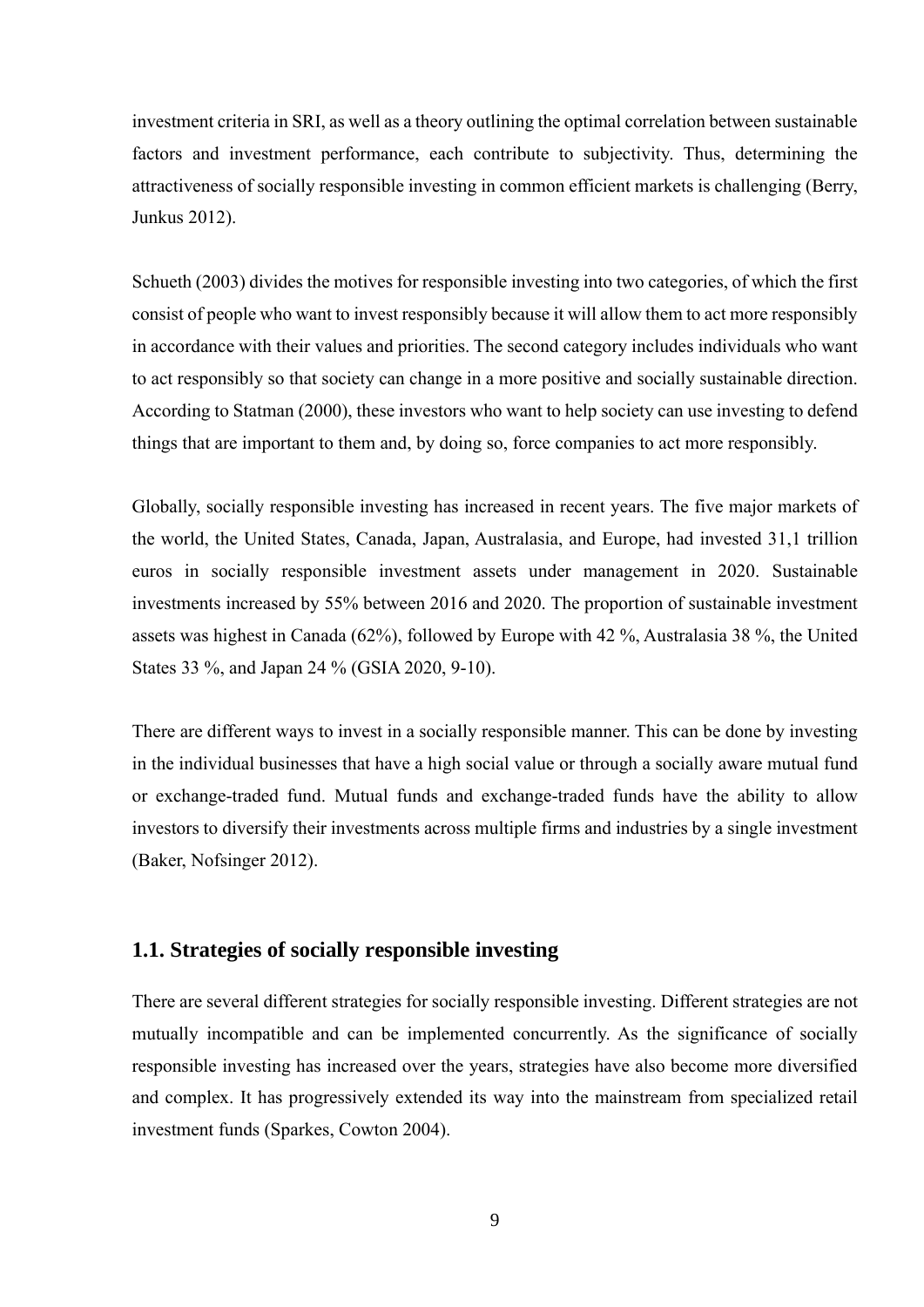investment criteria in SRI, as well as a theory outlining the optimal correlation between sustainable factors and investment performance, each contribute to subjectivity. Thus, determining the attractiveness of socially responsible investing in common efficient markets is challenging (Berry, Junkus 2012).

Schueth (2003) divides the motives for responsible investing into two categories, of which the first consist of people who want to invest responsibly because it will allow them to act more responsibly in accordance with their values and priorities. The second category includes individuals who want to act responsibly so that society can change in a more positive and socially sustainable direction. According to Statman (2000), these investors who want to help society can use investing to defend things that are important to them and, by doing so, force companies to act more responsibly.

Globally, socially responsible investing has increased in recent years. The five major markets of the world, the United States, Canada, Japan, Australasia, and Europe, had invested 31,1 trillion euros in socially responsible investment assets under management in 2020. Sustainable investments increased by 55% between 2016 and 2020. The proportion of sustainable investment assets was highest in Canada (62%), followed by Europe with 42 %, Australasia 38 %, the United States 33 %, and Japan 24 % (GSIA 2020, 9-10).

There are different ways to invest in a socially responsible manner. This can be done by investing in the individual businesses that have a high social value or through a socially aware mutual fund or exchange-traded fund. Mutual funds and exchange-traded funds have the ability to allow investors to diversify their investments across multiple firms and industries by a single investment (Baker, Nofsinger 2012).

## 1.1. Strategies of socially responsible investing

There are several different strategies for socially responsible investing. Different strategies are not mutually incompatible and can be implemented concurrently. As the significance of socially responsible investing has increased over the years, strategies have also become more diversified and complex. It has progressively extended its way into the mainstream from specialized retail investment funds (Sparkes, Cowton 2004).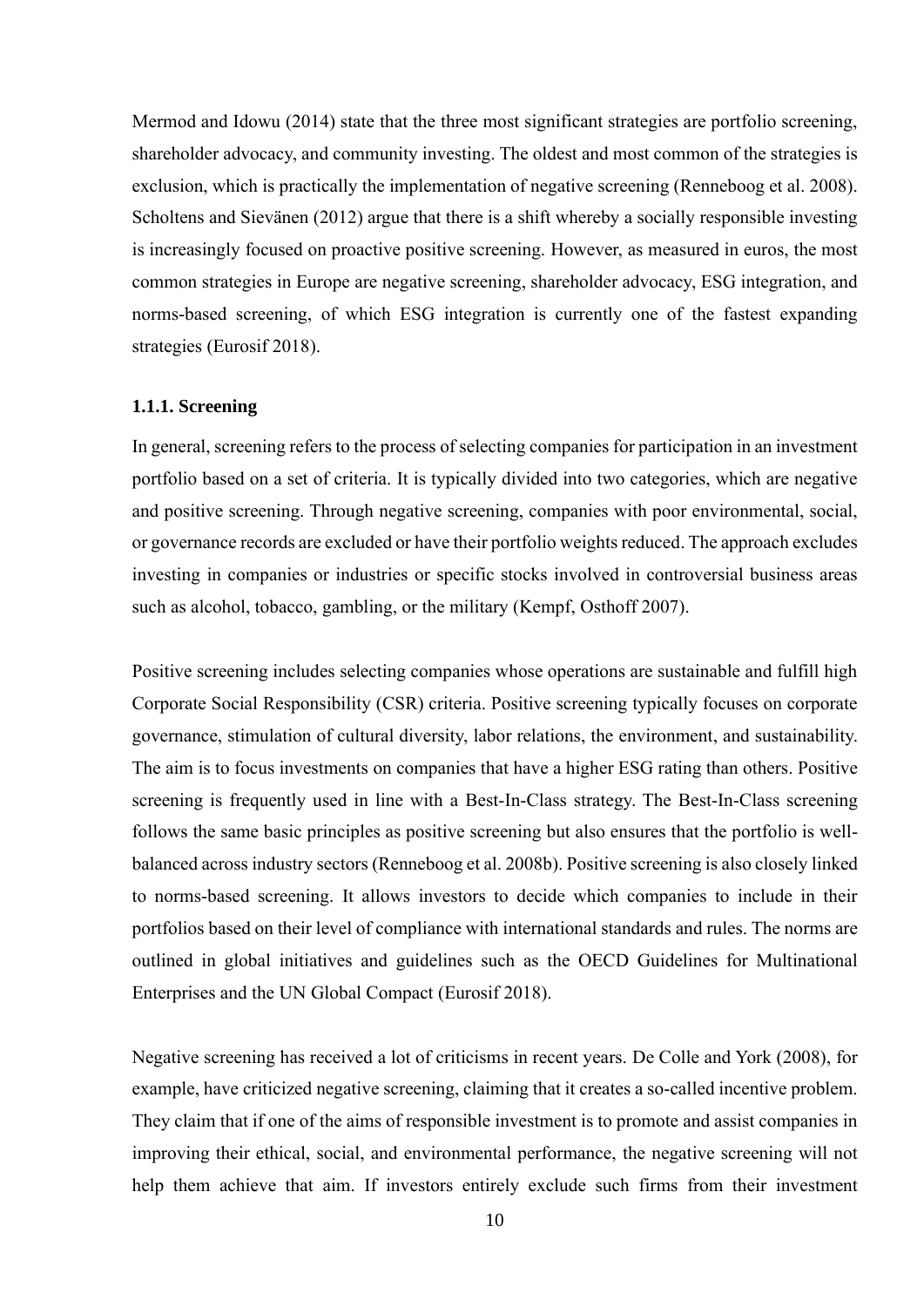Mermod and Idowu (2014) state that the three most significant strategies are portfolio screening, shareholder advocacy, and community investing. The oldest and most common of the strategies is exclusion, which is practically the implementation of negative screening (Renneboog et al. 2008). Scholtens and Sievänen (2012) argue that there is a shift whereby a socially responsible investing is increasingly focused on proactive positive screening. However, as measured in euros, the most common strategies in Europe are negative screening, shareholder advocacy, ESG integration, and norms-based screening, of which ESG integration is currently one of the fastest expanding strategies (Eurosif 2018).

### 1.1.1. Screening

In general, screening refers to the process of selecting companies for participation in an investment portfolio based on a set of criteria. It is typically divided into two categories, which are negative and positive screening. Through negative screening, companies with poor environmental, social, or governance records are excluded or have their portfolio weights reduced. The approach excludes investing in companies or industries or specific stocks involved in controversial business areas such as alcohol, tobacco, gambling, or the military (Kempf, Osthoff 2007).

Positive screening includes selecting companies whose operations are sustainable and fulfill high Corporate Social Responsibility (CSR) criteria. Positive screening typically focuses on corporate governance, stimulation of cultural diversity, labor relations, the environment, and sustainability. The aim is to focus investments on companies that have a higher ESG rating than others. Positive screening is frequently used in line with a Best-In-Class strategy. The Best-In-Class screening follows the same basic principles as positive screening but also ensures that the portfolio is well-balanced across industry sectors (Renneboog et al. 2008b). Positive screening is also closely linked to norms-based screening. It allows investors to decide which companies to include in their portfolios based on their level of compliance with international standards and rules. The norms are outlined in global initiatives and guidelines such as the OECD Guidelines for Multinational Enterprises and the UN Global Compact (Eurosif 2018).

Negative screening has received a lot of criticisms in recent years. De Colle and York (2008), for example, have criticized negative screening, claiming that it creates a so-called incentive problem. They claim that if one of the aims of responsible investment is to promote and assist companies in improving their ethical, social, and environmental performance, the negative screening will not help them achieve that aim. If investors entirely exclude such firms from their investment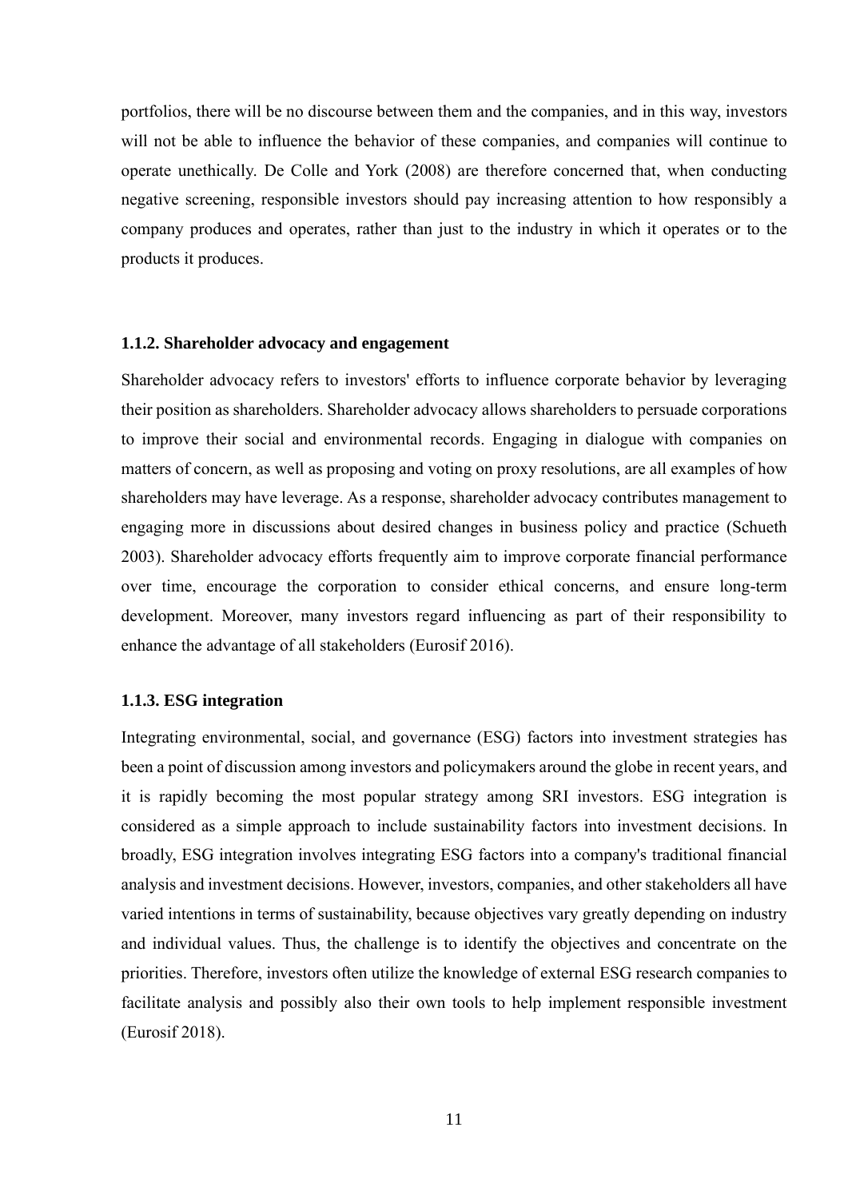portfolios, there will be no discourse between them and the companies, and in this way, investors will not be able to influence the behavior of these companies, and companies will continue to operate unethically. De Colle and York (2008) are therefore concerned that, when conducting negative screening, responsible investors should pay increasing attention to how responsibly a company produces and operates, rather than just to the industry in which it operates or to the products it produces.

### 1.1.2. Shareholder advocacy and engagement

Shareholder advocacy refers to investors' efforts to influence corporate behavior by leveraging their position as shareholders. Shareholder advocacy allows shareholders to persuade corporations to improve their social and environmental records. Engaging in dialogue with companies on matters of concern, as well as proposing and voting on proxy resolutions, are all examples of how shareholders may have leverage. As a response, shareholder advocacy contributes management to engaging more in discussions about desired changes in business policy and practice (Schueth 2003). Shareholder advocacy efforts frequently aim to improve corporate financial performance over time, encourage the corporation to consider ethical concerns, and ensure long-term development. Moreover, many investors regard influencing as part of their responsibility to enhance the advantage of all stakeholders (Eurosif 2016).

### 1.1.3. ESG integration

Integrating environmental, social, and governance (ESG) factors into investment strategies has been a point of discussion among investors and policymakers around the globe in recent years, and it is rapidly becoming the most popular strategy among SRI investors. ESG integration is considered as a simple approach to include sustainability factors into investment decisions. In broadly, ESG integration involves integrating ESG factors into a company's traditional financial analysis and investment decisions. However, investors, companies, and other stakeholders all have varied intentions in terms of sustainability, because objectives vary greatly depending on industry and individual values. Thus, the challenge is to identify the objectives and concentrate on the priorities. Therefore, investors often utilize the knowledge of external ESG research companies to facilitate analysis and possibly also their own tools to help implement responsible investment (Eurosif 2018).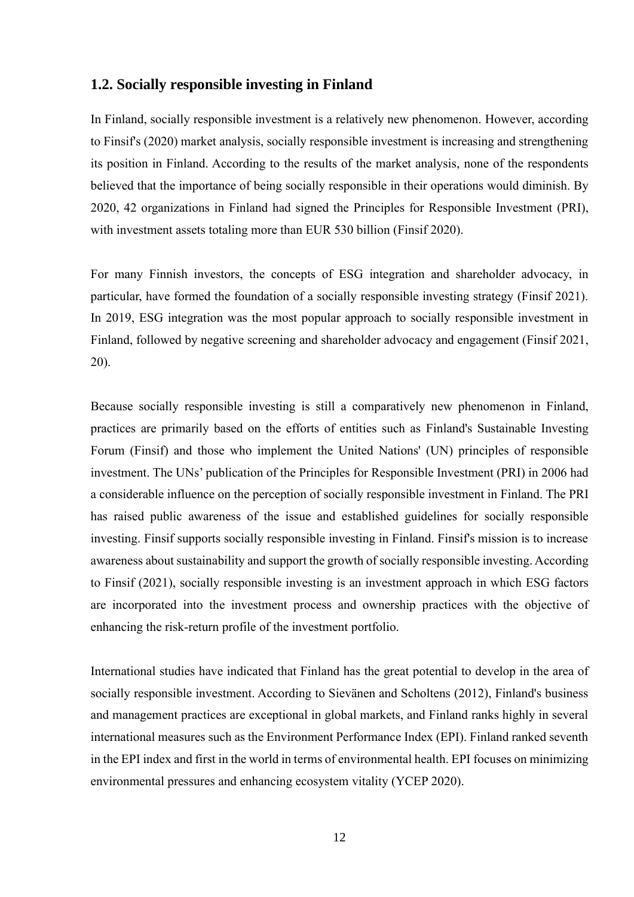## 1.2. Socially responsible investing in Finland

In Finland, socially responsible investment is a relatively new phenomenon. However, according to Finsif's (2020) market analysis, socially responsible investment is increasing and strengthening its position in Finland. According to the results of the market analysis, none of the respondents believed that the importance of being socially responsible in their operations would diminish. By 2020, 42 organizations in Finland had signed the Principles for Responsible Investment (PRI), with investment assets totaling more than EUR 530 billion (Finsif 2020).

For many Finnish investors, the concepts of ESG integration and shareholder advocacy, in particular, have formed the foundation of a socially responsible investing strategy (Finsif 2021). In 2019, ESG integration was the most popular approach to socially responsible investment in Finland, followed by negative screening and shareholder advocacy and engagement (Finsif 2021, 20).

Because socially responsible investing is still a comparatively new phenomenon in Finland, practices are primarily based on the efforts of entities such as Finland's Sustainable Investing Forum (Finsif) and those who implement the United Nations' (UN) principles of responsible investment. The UNs' publication of the Principles for Responsible Investment (PRI) in 2006 had a considerable influence on the perception of socially responsible investment in Finland. The PRI has raised public awareness of the issue and established guidelines for socially responsible investing. Finsif supports socially responsible investing in Finland. Finsif's mission is to increase awareness about sustainability and support the growth of socially responsible investing. According to Finsif (2021), socially responsible investing is an investment approach in which ESG factors are incorporated into the investment process and ownership practices with the objective of enhancing the risk-return profile of the investment portfolio.

International studies have indicated that Finland has the great potential to develop in the area of socially responsible investment. According to Sievänen and Scholtens (2012), Finland's business and management practices are exceptional in global markets, and Finland ranks highly in several international measures such as the Environment Performance Index (EPI). Finland ranked seventh in the EPI index and first in the world in terms of environmental health. EPI focuses on minimizing environmental pressures and enhancing ecosystem vitality (YCEP 2020).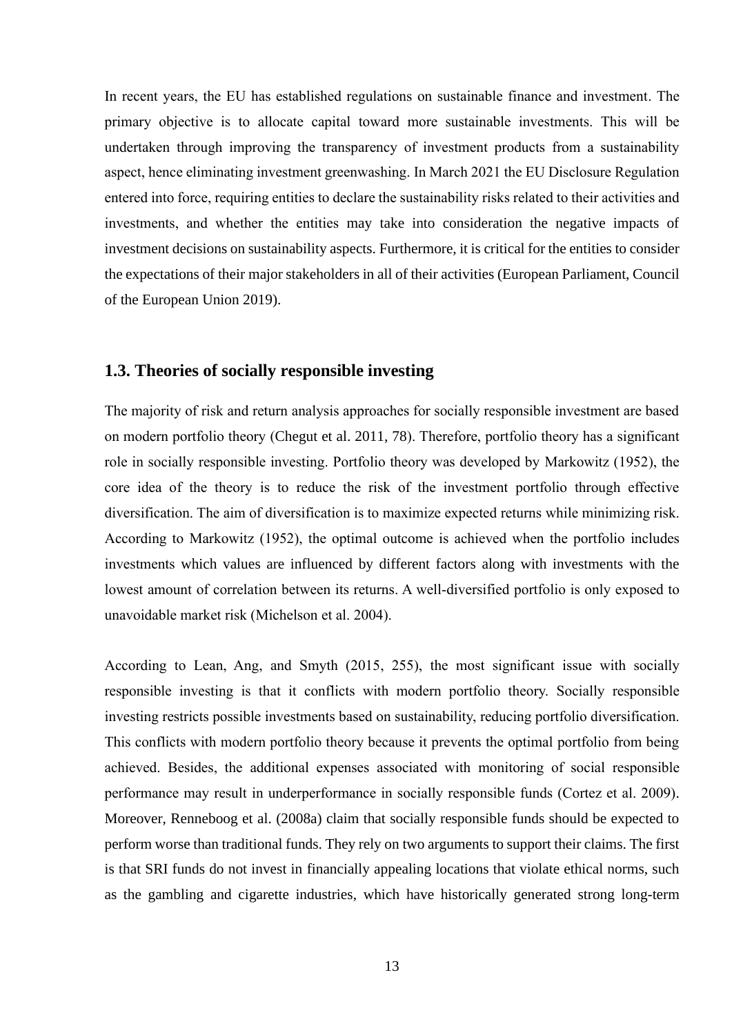In recent years, the EU has established regulations on sustainable finance and investment. The primary objective is to allocate capital toward more sustainable investments. This will be undertaken through improving the transparency of investment products from a sustainability aspect, hence eliminating investment greenwashing. In March 2021 the EU Disclosure Regulation entered into force, requiring entities to declare the sustainability risks related to their activities and investments, and whether the entities may take into consideration the negative impacts of investment decisions on sustainability aspects. Furthermore, it is critical for the entities to consider the expectations of their major stakeholders in all of their activities (European Parliament, Council of the European Union 2019).

## 1.3. Theories of socially responsible investing

The majority of risk and return analysis approaches for socially responsible investment are based on modern portfolio theory (Chegut et al. 2011, 78). Therefore, portfolio theory has a significant role in socially responsible investing. Portfolio theory was developed by Markowitz (1952), the core idea of the theory is to reduce the risk of the investment portfolio through effective diversification. The aim of diversification is to maximize expected returns while minimizing risk. According to Markowitz (1952), the optimal outcome is achieved when the portfolio includes investments which values are influenced by different factors along with investments with the lowest amount of correlation between its returns. A well-diversified portfolio is only exposed to unavoidable market risk (Michelson et al. 2004).

According to Lean, Ang, and Smyth (2015, 255), the most significant issue with socially responsible investing is that it conflicts with modern portfolio theory. Socially responsible investing restricts possible investments based on sustainability, reducing portfolio diversification. This conflicts with modern portfolio theory because it prevents the optimal portfolio from being achieved. Besides, the additional expenses associated with monitoring of social responsible performance may result in underperformance in socially responsible funds (Cortez et al. 2009). Moreover, Renneboog et al. (2008a) claim that socially responsible funds should be expected to perform worse than traditional funds. They rely on two arguments to support their claims. The first is that SRI funds do not invest in financially appealing locations that violate ethical norms, such as the gambling and cigarette industries, which have historically generated strong long-term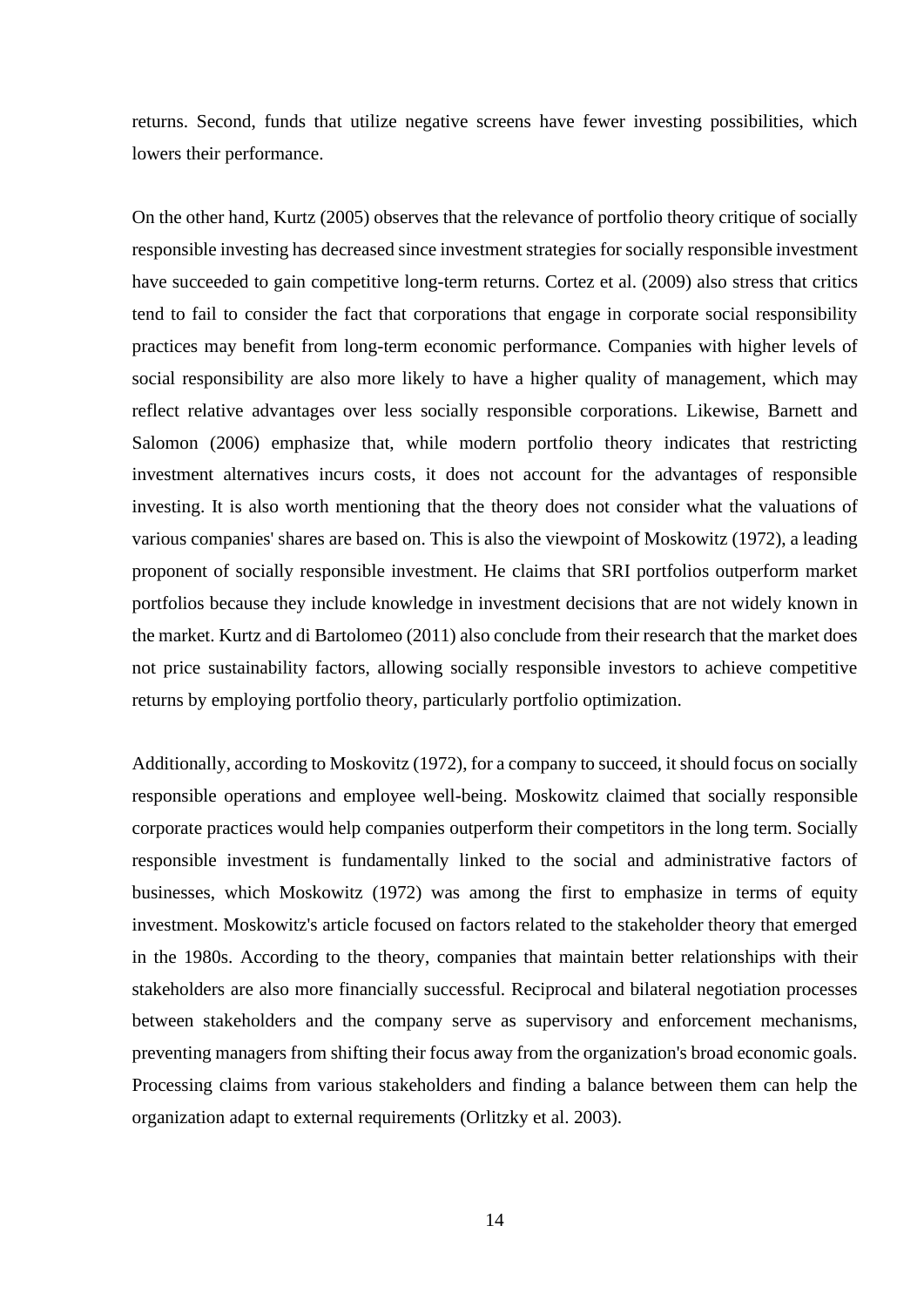returns. Second, funds that utilize negative screens have fewer investing possibilities, which lowers their performance.

On the other hand, Kurtz (2005) observes that the relevance of portfolio theory critique of socially responsible investing has decreased since investment strategies for socially responsible investment have succeeded to gain competitive long-term returns. Cortez et al. (2009) also stress that critics tend to fail to consider the fact that corporations that engage in corporate social responsibility practices may benefit from long-term economic performance. Companies with higher levels of social responsibility are also more likely to have a higher quality of management, which may reflect relative advantages over less socially responsible corporations. Likewise, Barnett and Salomon (2006) emphasize that, while modern portfolio theory indicates that restricting investment alternatives incurs costs, it does not account for the advantages of responsible investing. It is also worth mentioning that the theory does not consider what the valuations of various companies' shares are based on. This is also the viewpoint of Moskowitz (1972), a leading proponent of socially responsible investment. He claims that SRI portfolios outperform market portfolios because they include knowledge in investment decisions that are not widely known in the market. Kurtz and di Bartolomeo (2011) also conclude from their research that the market does not price sustainability factors, allowing socially responsible investors to achieve competitive returns by employing portfolio theory, particularly portfolio optimization.

Additionally, according to Moskovitz (1972), for a company to succeed, it should focus on socially responsible operations and employee well-being. Moskowitz claimed that socially responsible corporate practices would help companies outperform their competitors in the long term. Socially responsible investment is fundamentally linked to the social and administrative factors of businesses, which Moskowitz (1972) was among the first to emphasize in terms of equity investment. Moskowitz's article focused on factors related to the stakeholder theory that emerged in the 1980s. According to the theory, companies that maintain better relationships with their stakeholders are also more financially successful. Reciprocal and bilateral negotiation processes between stakeholders and the company serve as supervisory and enforcement mechanisms, preventing managers from shifting their focus away from the organization's broad economic goals. Processing claims from various stakeholders and finding a balance between them can help the organization adapt to external requirements (Orlitzky et al. 2003).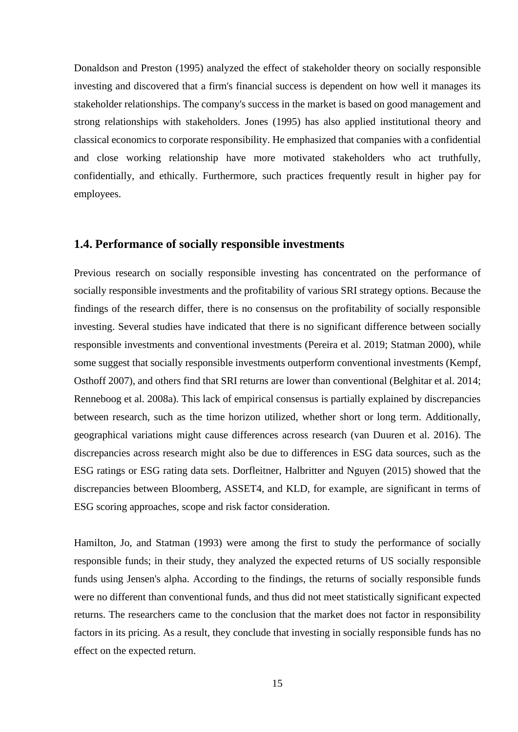Donaldson and Preston (1995) analyzed the effect of stakeholder theory on socially responsible investing and discovered that a firm's financial success is dependent on how well it manages its stakeholder relationships. The company's success in the market is based on good management and strong relationships with stakeholders. Jones (1995) has also applied institutional theory and classical economics to corporate responsibility. He emphasized that companies with a confidential and close working relationship have more motivated stakeholders who act truthfully, confidentially, and ethically. Furthermore, such practices frequently result in higher pay for employees.

### 1.4. Performance of socially responsible investments

Previous research on socially responsible investing has concentrated on the performance of socially responsible investments and the profitability of various SRI strategy options. Because the findings of the research differ, there is no consensus on the profitability of socially responsible investing. Several studies have indicated that there is no significant difference between socially responsible investments and conventional investments (Pereira et al. 2019; Statman 2000), while some suggest that socially responsible investments outperform conventional investments (Kempf, Osthoff 2007), and others find that SRI returns are lower than conventional (Belghitar et al. 2014; Renneboog et al. 2008a). This lack of empirical consensus is partially explained by discrepancies between research, such as the time horizon utilized, whether short or long term. Additionally, geographical variations might cause differences across research (van Duuren et al. 2016). The discrepancies across research might also be due to differences in ESG data sources, such as the ESG ratings or ESG rating data sets. Dorfleitner, Halbritter and Nguyen (2015) showed that the discrepancies between Bloomberg, ASSET4, and KLD, for example, are significant in terms of ESG scoring approaches, scope and risk factor consideration.

Hamilton, Jo, and Statman (1993) were among the first to study the performance of socially responsible funds; in their study, they analyzed the expected returns of US socially responsible funds using Jensen's alpha. According to the findings, the returns of socially responsible funds were no different than conventional funds, and thus did not meet statistically significant expected returns. The researchers came to the conclusion that the market does not factor in responsibility factors in its pricing. As a result, they conclude that investing in socially responsible funds has no effect on the expected return.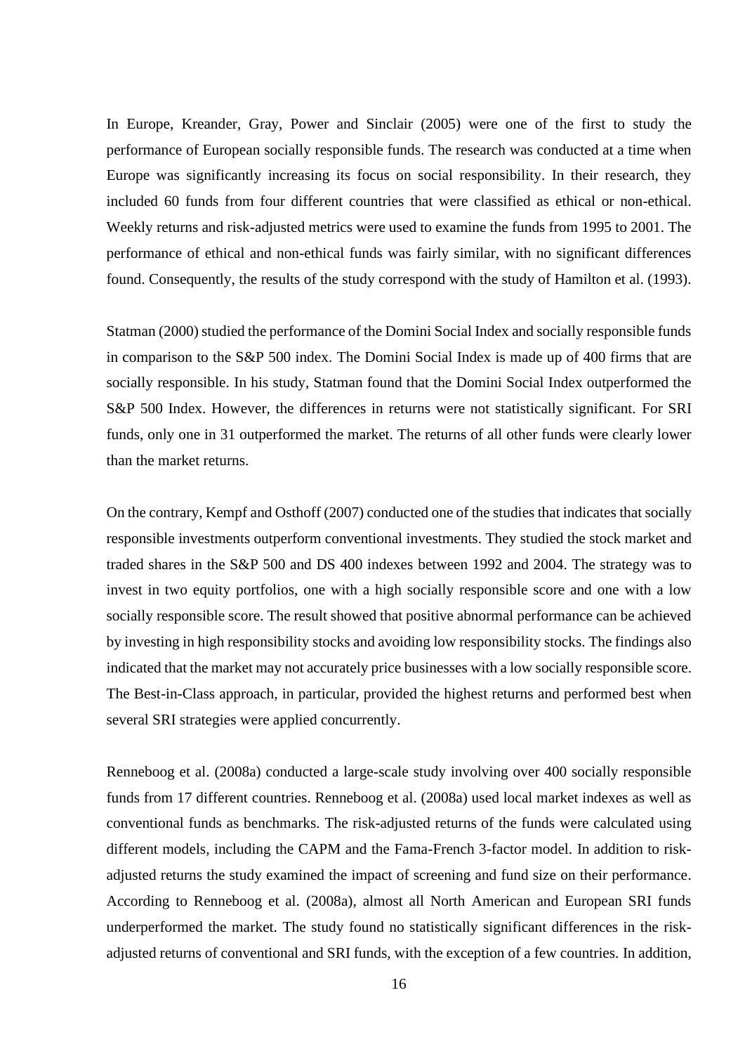In Europe, Kreander, Gray, Power and Sinclair (2005) were one of the first to study the performance of European socially responsible funds. The research was conducted at a time when Europe was significantly increasing its focus on social responsibility. In their research, they included 60 funds from four different countries that were classified as ethical or non-ethical. Weekly returns and risk-adjusted metrics were used to examine the funds from 1995 to 2001. The performance of ethical and non-ethical funds was fairly similar, with no significant differences found. Consequently, the results of the study correspond with the study of Hamilton et al. (1993).

Statman (2000) studied the performance of the Domini Social Index and socially responsible funds in comparison to the S&P 500 index. The Domini Social Index is made up of 400 firms that are socially responsible. In his study, Statman found that the Domini Social Index outperformed the S&P 500 Index. However, the differences in returns were not statistically significant. For SRI funds, only one in 31 outperformed the market. The returns of all other funds were clearly lower than the market returns.

On the contrary, Kempf and Osthoff (2007) conducted one of the studies that indicates that socially responsible investments outperform conventional investments. They studied the stock market and traded shares in the S&P 500 and DS 400 indexes between 1992 and 2004. The strategy was to invest in two equity portfolios, one with a high socially responsible score and one with a low socially responsible score. The result showed that positive abnormal performance can be achieved by investing in high responsibility stocks and avoiding low responsibility stocks. The findings also indicated that the market may not accurately price businesses with a low socially responsible score. The Best-in-Class approach, in particular, provided the highest returns and performed best when several SRI strategies were applied concurrently.

Renneboog et al. (2008a) conducted a large-scale study involving over 400 socially responsible funds from 17 different countries. Renneboog et al. (2008a) used local market indexes as well as conventional funds as benchmarks. The risk-adjusted returns of the funds were calculated using different models, including the CAPM and the Fama-French 3-factor model. In addition to risk-adjusted returns the study examined the impact of screening and fund size on their performance. According to Renneboog et al. (2008a), almost all North American and European SRI funds underperformed the market. The study found no statistically significant differences in the risk-adjusted returns of conventional and SRI funds, with the exception of a few countries. In addition,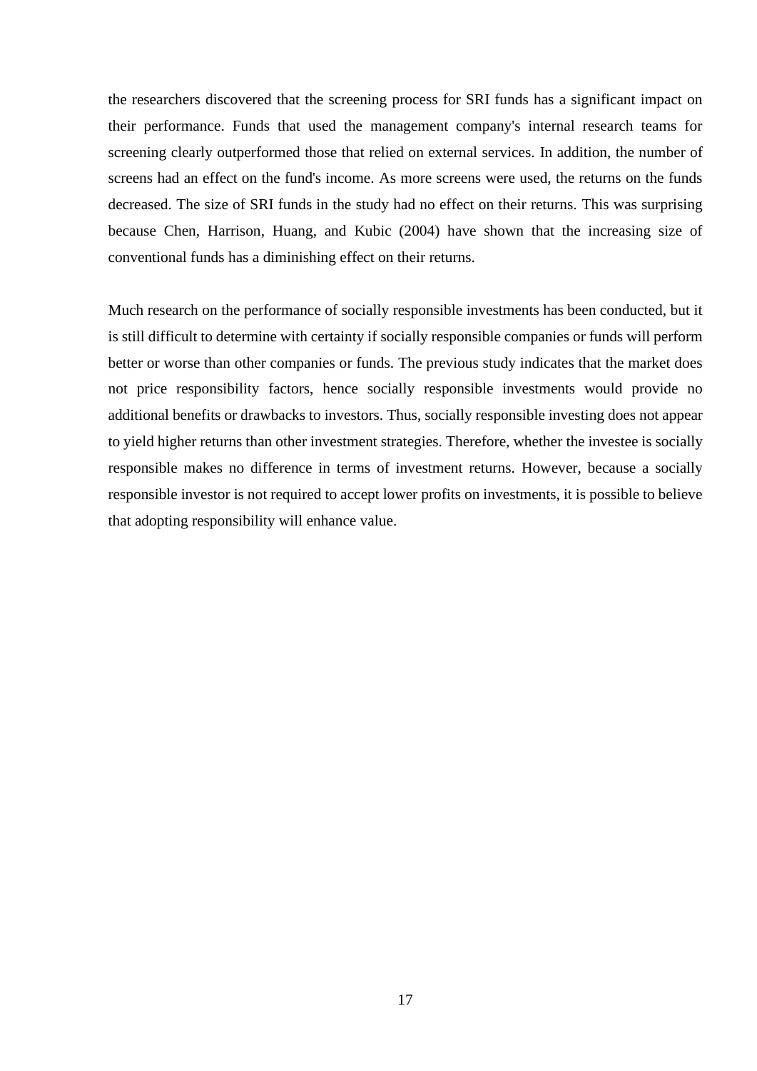the researchers discovered that the screening process for SRI funds has a significant impact on their performance. Funds that used the management company's internal research teams for screening clearly outperformed those that relied on external services. In addition, the number of screens had an effect on the fund's income. As more screens were used, the returns on the funds decreased. The size of SRI funds in the study had no effect on their returns. This was surprising because Chen, Harrison, Huang, and Kubic (2004) have shown that the increasing size of conventional funds has a diminishing effect on their returns.

Much research on the performance of socially responsible investments has been conducted, but it is still difficult to determine with certainty if socially responsible companies or funds will perform better or worse than other companies or funds. The previous study indicates that the market does not price responsibility factors, hence socially responsible investments would provide no additional benefits or drawbacks to investors. Thus, socially responsible investing does not appear to yield higher returns than other investment strategies. Therefore, whether the investee is socially responsible makes no difference in terms of investment returns. However, because a socially responsible investor is not required to accept lower profits on investments, it is possible to believe that adopting responsibility will enhance value.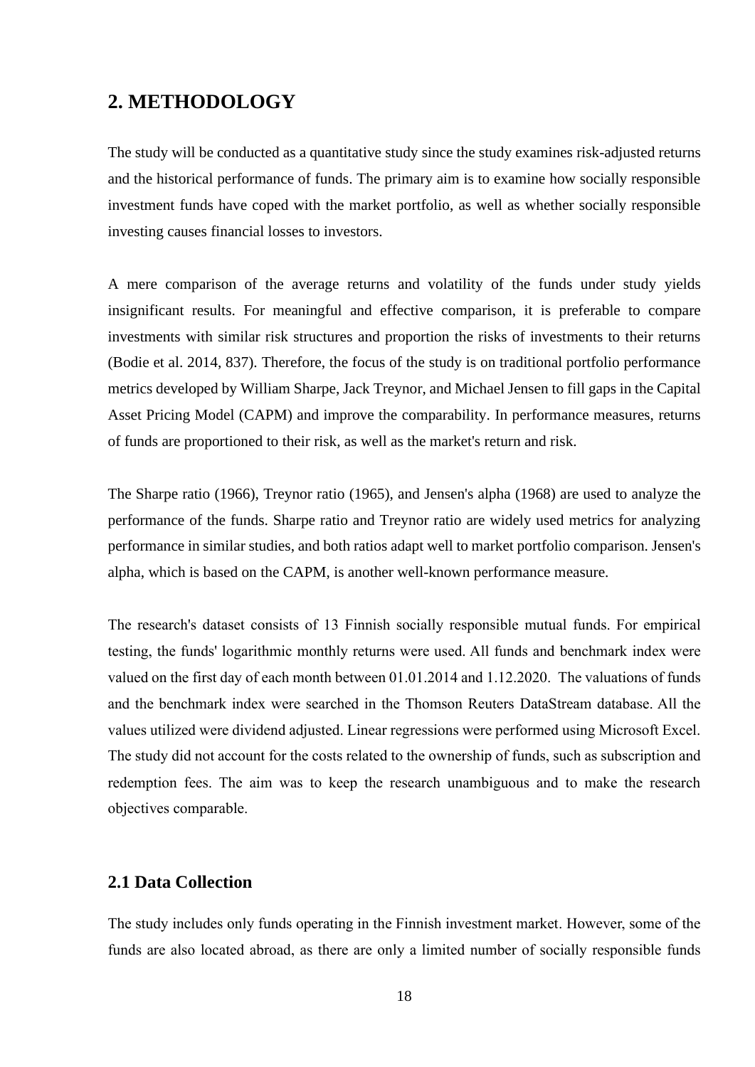## 2. METHODOLOGY

The study will be conducted as a quantitative study since the study examines risk-adjusted returns and the historical performance of funds. The primary aim is to examine how socially responsible investment funds have coped with the market portfolio, as well as whether socially responsible investing causes financial losses to investors.

A mere comparison of the average returns and volatility of the funds under study yields insignificant results. For meaningful and effective comparison, it is preferable to compare investments with similar risk structures and proportion the risks of investments to their returns (Bodie et al. 2014, 837). Therefore, the focus of the study is on traditional portfolio performance metrics developed by William Sharpe, Jack Treynor, and Michael Jensen to fill gaps in the Capital Asset Pricing Model (CAPM) and improve the comparability. In performance measures, returns of funds are proportioned to their risk, as well as the market's return and risk.

The Sharpe ratio (1966), Treynor ratio (1965), and Jensen's alpha (1968) are used to analyze the performance of the funds. Sharpe ratio and Treynor ratio are widely used metrics for analyzing performance in similar studies, and both ratios adapt well to market portfolio comparison. Jensen's alpha, which is based on the CAPM, is another well-known performance measure.

The research's dataset consists of 13 Finnish socially responsible mutual funds. For empirical testing, the funds' logarithmic monthly returns were used. All funds and benchmark index were valued on the first day of each month between 01.01.2014 and 1.12.2020. The valuations of funds and the benchmark index were searched in the Thomson Reuters DataStream database. All the values utilized were dividend adjusted. Linear regressions were performed using Microsoft Excel. The study did not account for the costs related to the ownership of funds, such as subscription and redemption fees. The aim was to keep the research unambiguous and to make the research objectives comparable.

### 2.1 Data Collection

The study includes only funds operating in the Finnish investment market. However, some of the funds are also located abroad, as there are only a limited number of socially responsible funds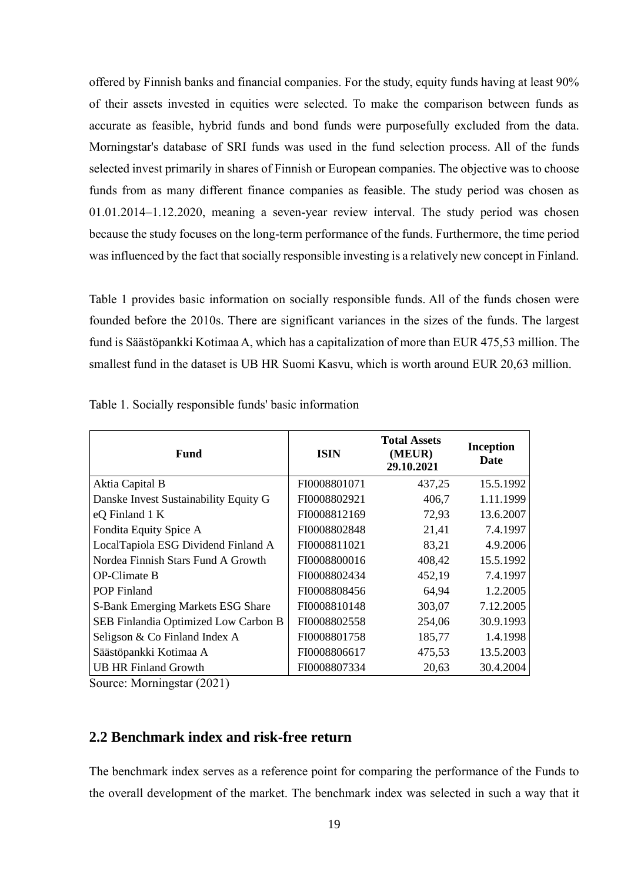offered by Finnish banks and financial companies. For the study, equity funds having at least 90% of their assets invested in equities were selected. To make the comparison between funds as accurate as feasible, hybrid funds and bond funds were purposefully excluded from the data. Morningstar's database of SRI funds was used in the fund selection process. All of the funds selected invest primarily in shares of Finnish or European companies. The objective was to choose funds from as many different finance companies as feasible. The study period was chosen as 01.01.2014–1.12.2020, meaning a seven-year review interval. The study period was chosen because the study focuses on the long-term performance of the funds. Furthermore, the time period was influenced by the fact that socially responsible investing is a relatively new concept in Finland.

Table 1 provides basic information on socially responsible funds. All of the funds chosen were founded before the 2010s. There are significant variances in the sizes of the funds. The largest fund is Säästöpankki Kotimaa A, which has a capitalization of more than EUR 475,53 million. The smallest fund in the dataset is UB HR Suomi Kasvu, which is worth around EUR 20,63 million.

Table 1. Socially responsible funds' basic information

| Fund | ISIN | Total Assets (MEUR) 29.10.2021 | Inception Date |
|---|---|---|---|
| Aktia Capital B | FI0008801071 | 437,25 | 15.5.1992 |
| Danske Invest Sustainability Equity G | FI0008802921 | 406,7 | 1.11.1999 |
| eQ Finland 1 K | FI0008812169 | 72,93 | 13.6.2007 |
| Fondita Equity Spice A | FI0008802848 | 21,41 | 7.4.1997 |
| LocalTapiola ESG Dividend Finland A | FI0008811021 | 83,21 | 4.9.2006 |
| Nordea Finnish Stars Fund A Growth | FI0008800016 | 408,42 | 15.5.1992 |
| OP-Climate B | FI0008802434 | 452,19 | 7.4.1997 |
| POP Finland | FI0008808456 | 64,94 | 1.2.2005 |
| S-Bank Emerging Markets ESG Share | FI0008810148 | 303,07 | 7.12.2005 |
| SEB Finlandia Optimized Low Carbon B | FI0008802558 | 254,06 | 30.9.1993 |
| Seligson & Co Finland Index A | FI0008801758 | 185,77 | 1.4.1998 |
| Säästöpankki Kotimaa A | FI0008806617 | 475,53 | 13.5.2003 |
| UB HR Finland Growth | FI0008807334 | 20,63 | 30.4.2004 |

Source: Morningstar (2021)

## 2.2 Benchmark index and risk-free return

The benchmark index serves as a reference point for comparing the performance of the Funds to the overall development of the market. The benchmark index was selected in such a way that it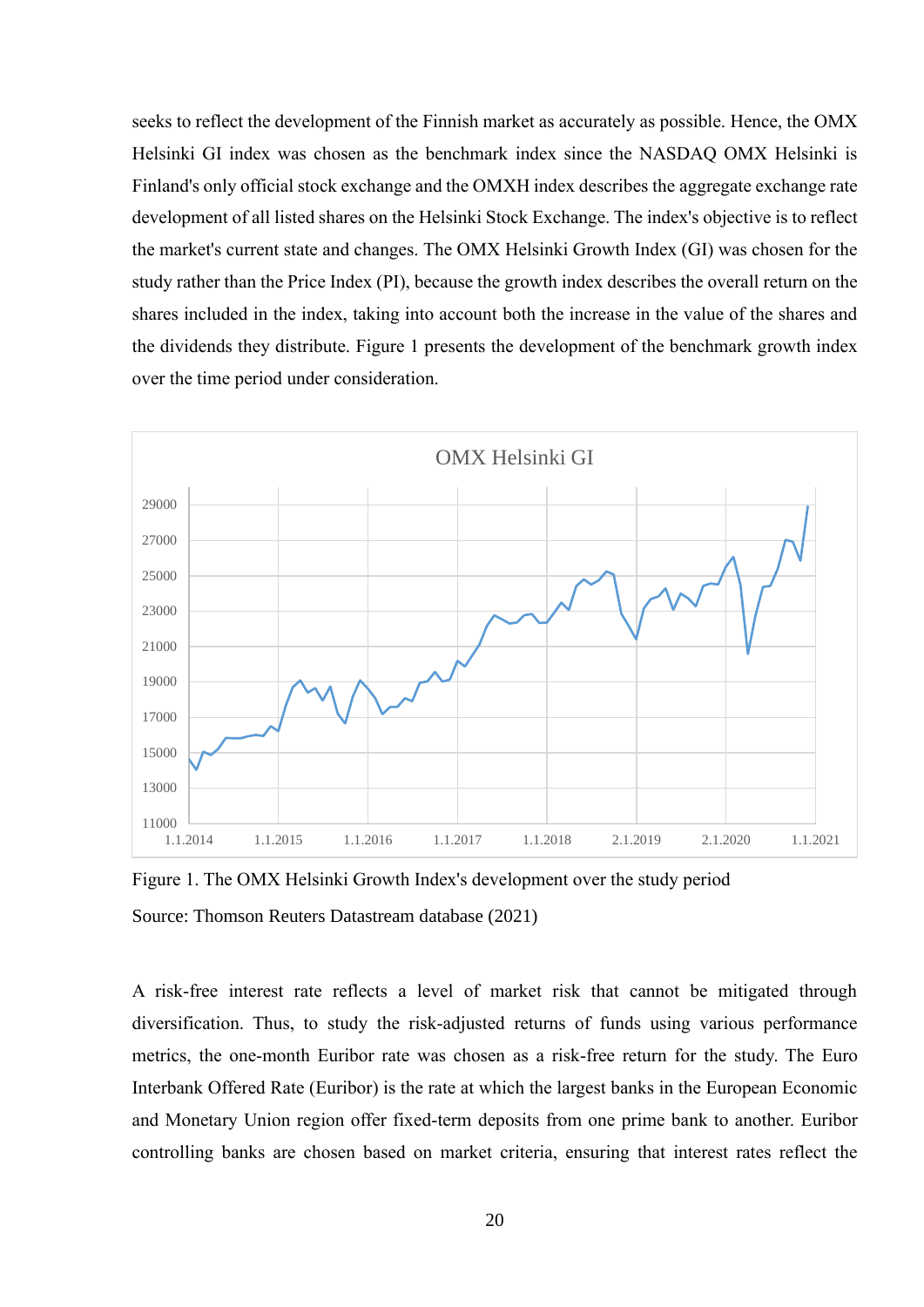seeks to reflect the development of the Finnish market as accurately as possible. Hence, the OMX Helsinki GI index was chosen as the benchmark index since the NASDAQ OMX Helsinki is Finland's only official stock exchange and the OMXH index describes the aggregate exchange rate development of all listed shares on the Helsinki Stock Exchange. The index's objective is to reflect the market's current state and changes. The OMX Helsinki Growth Index (GI) was chosen for the study rather than the Price Index (PI), because the growth index describes the overall return on the shares included in the index, taking into account both the increase in the value of the shares and the dividends they distribute. Figure 1 presents the development of the benchmark growth index over the time period under consideration.

Figure 1. The OMX Helsinki Growth Index's development over the study period

Source: Thomson Reuters Datastream database (2021)

A risk-free interest rate reflects a level of market risk that cannot be mitigated through diversification. Thus, to study the risk-adjusted returns of funds using various performance metrics, the one-month Euribor rate was chosen as a risk-free return for the study. The Euro Interbank Offered Rate (Euribor) is the rate at which the largest banks in the European Economic and Monetary Union region offer fixed-term deposits from one prime bank to another. Euribor controlling banks are chosen based on market criteria, ensuring that interest rates reflect the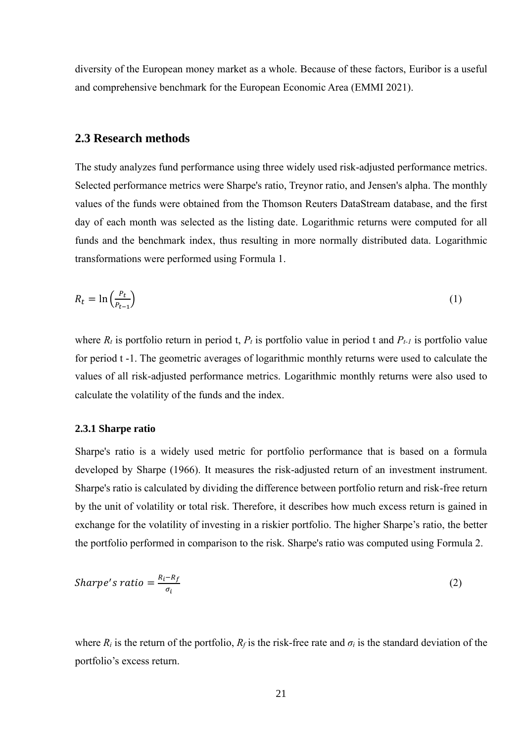diversity of the European money market as a whole. Because of these factors, Euribor is a useful and comprehensive benchmark for the European Economic Area (EMMI 2021).

## 2.3 Research methods

The study analyzes fund performance using three widely used risk-adjusted performance metrics. Selected performance metrics were Sharpe's ratio, Treynor ratio, and Jensen's alpha. The monthly values of the funds were obtained from the Thomson Reuters DataStream database, and the first day of each month was selected as the listing date. Logarithmic returns were computed for all funds and the benchmark index, thus resulting in more normally distributed data. Logarithmic transformations were performed using Formula 1.

$$R_t = \ln\left(\frac{P_t}{P_{t-1}}\right) \tag{1}$$

where $R_t$ is portfolio return in period t, $P_t$ is portfolio value in period t and $P_{t-1}$ is portfolio value for period t -1. The geometric averages of logarithmic monthly returns were used to calculate the values of all risk-adjusted performance metrics. Logarithmic monthly returns were also used to calculate the volatility of the funds and the index.

### 2.3.1 Sharpe ratio

Sharpe's ratio is a widely used metric for portfolio performance that is based on a formula developed by Sharpe (1966). It measures the risk-adjusted return of an investment instrument. Sharpe's ratio is calculated by dividing the difference between portfolio return and risk-free return by the unit of volatility or total risk. Therefore, it describes how much excess return is gained in exchange for the volatility of investing in a riskier portfolio. The higher Sharpe's ratio, the better the portfolio performed in comparison to the risk. Sharpe's ratio was computed using Formula 2.

$$Sharpe's\ ratio = \frac{R_i - R_f}{\sigma_i} \tag{2}$$

where $R_i$ is the return of the portfolio, $R_f$ is the risk-free rate and $\sigma_i$ is the standard deviation of the portfolio's excess return.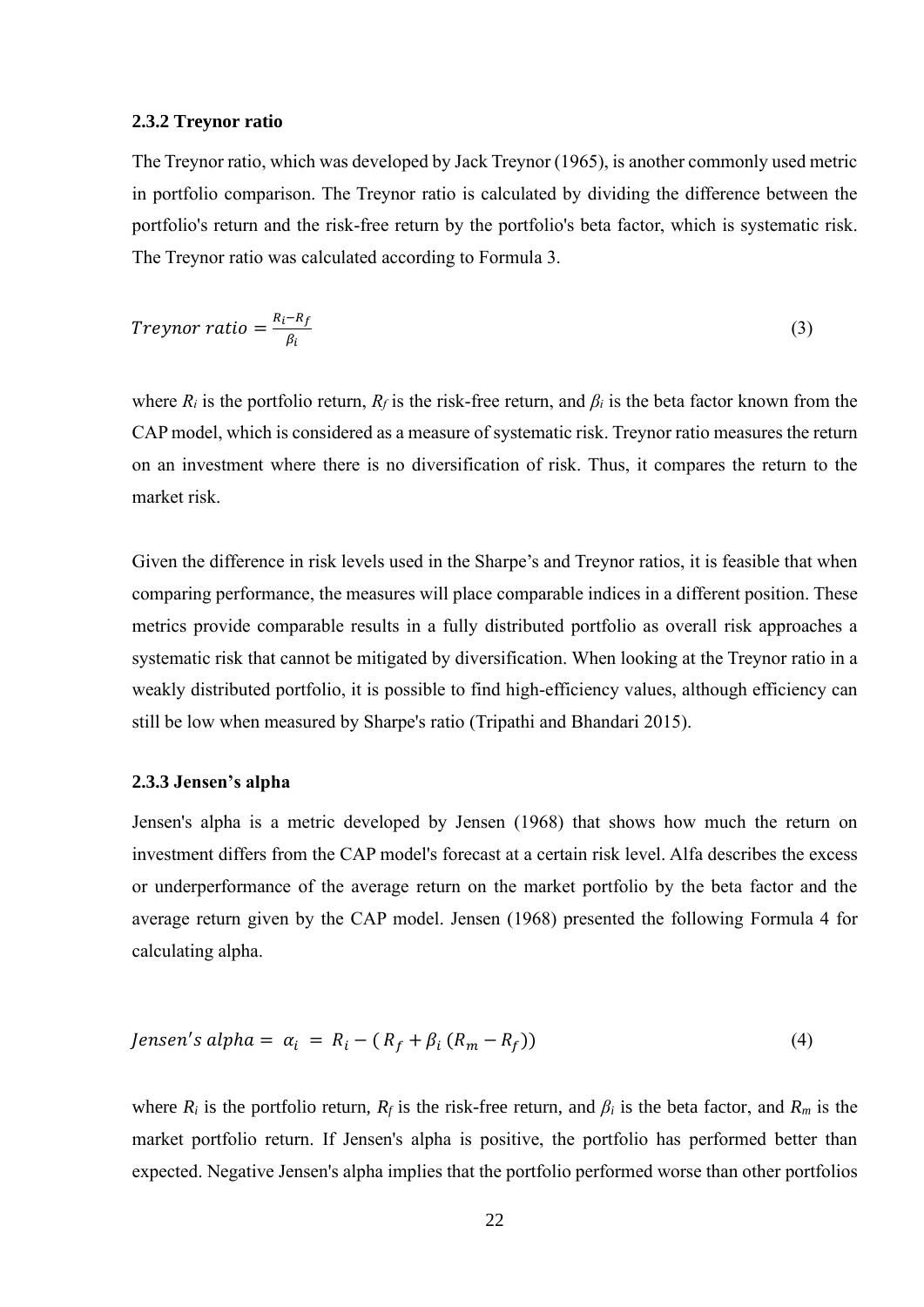### 2.3.2 Treynor ratio

The Treynor ratio, which was developed by Jack Treynor (1965), is another commonly used metric in portfolio comparison. The Treynor ratio is calculated by dividing the difference between the portfolio's return and the risk-free return by the portfolio's beta factor, which is systematic risk. The Treynor ratio was calculated according to Formula 3.

$$Treynor\ ratio = \frac{R_i - R_f}{\beta_i} \tag{3}$$

where $R_i$ is the portfolio return, $R_f$ is the risk-free return, and $\beta_i$ is the beta factor known from the CAP model, which is considered as a measure of systematic risk. Treynor ratio measures the return on an investment where there is no diversification of risk. Thus, it compares the return to the market risk.

Given the difference in risk levels used in the Sharpe's and Treynor ratios, it is feasible that when comparing performance, the measures will place comparable indices in a different position. These metrics provide comparable results in a fully distributed portfolio as overall risk approaches a systematic risk that cannot be mitigated by diversification. When looking at the Treynor ratio in a weakly distributed portfolio, it is possible to find high-efficiency values, although efficiency can still be low when measured by Sharpe's ratio (Tripathi and Bhandari 2015).

### 2.3.3 Jensen's alpha

Jensen's alpha is a metric developed by Jensen (1968) that shows how much the return on investment differs from the CAP model's forecast at a certain risk level. Alfa describes the excess or underperformance of the average return on the market portfolio by the beta factor and the average return given by the CAP model. Jensen (1968) presented the following Formula 4 for calculating alpha.

$$Jensen's\ alpha = \alpha_i = R_i - (R_f + \beta_i (R_m - R_f)) \tag{4}$$

where $R_i$ is the portfolio return, $R_f$ is the risk-free return, and $\beta_i$ is the beta factor, and $R_m$ is the market portfolio return. If Jensen's alpha is positive, the portfolio has performed better than expected. Negative Jensen's alpha implies that the portfolio performed worse than other portfolios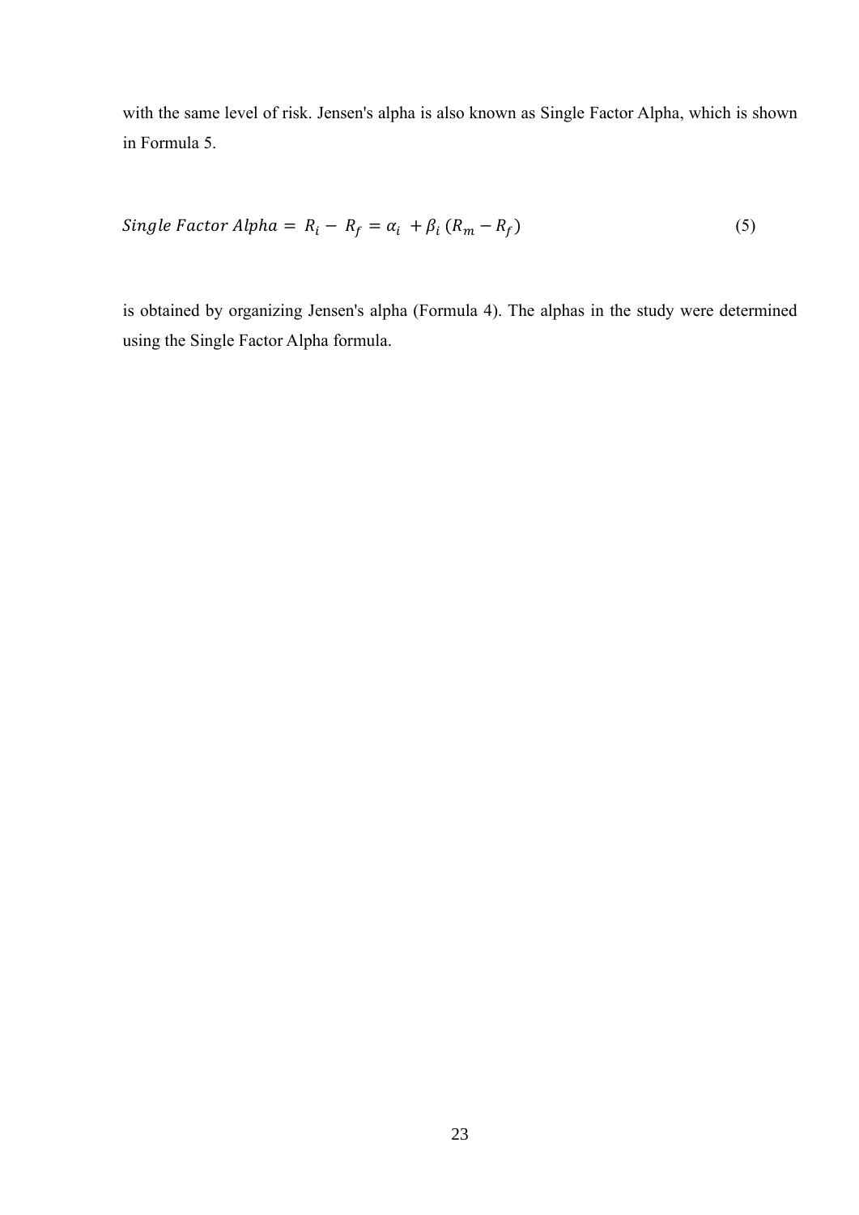with the same level of risk. Jensen's alpha is also known as Single Factor Alpha, which is shown in Formula 5.

$$Single\ Factor\ Alpha = R_i - R_f = \alpha_i + \beta_i\,(R_m - R_f) \tag{5}$$

is obtained by organizing Jensen's alpha (Formula 4). The alphas in the study were determined using the Single Factor Alpha formula.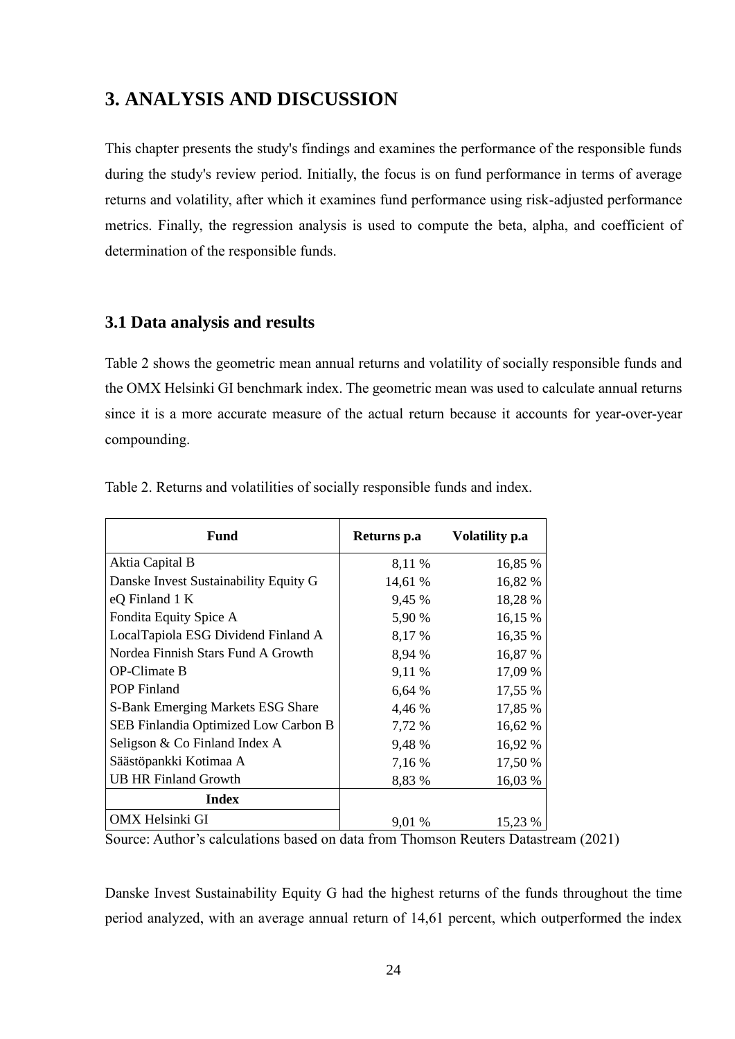# 3. ANALYSIS AND DISCUSSION

This chapter presents the study's findings and examines the performance of the responsible funds during the study's review period. Initially, the focus is on fund performance in terms of average returns and volatility, after which it examines fund performance using risk-adjusted performance metrics. Finally, the regression analysis is used to compute the beta, alpha, and coefficient of determination of the responsible funds.

## 3.1 Data analysis and results

Table 2 shows the geometric mean annual returns and volatility of socially responsible funds and the OMX Helsinki GI benchmark index. The geometric mean was used to calculate annual returns since it is a more accurate measure of the actual return because it accounts for year-over-year compounding.

Table 2. Returns and volatilities of socially responsible funds and index.

| Fund | Returns p.a | Volatility p.a |
|---|---|---|
| Aktia Capital B | 8,11 % | 16,85 % |
| Danske Invest Sustainability Equity G | 14,61 % | 16,82 % |
| eQ Finland 1 K | 9,45 % | 18,28 % |
| Fondita Equity Spice A | 5,90 % | 16,15 % |
| LocalTapiola ESG Dividend Finland A | 8,17 % | 16,35 % |
| Nordea Finnish Stars Fund A Growth | 8,94 % | 16,87 % |
| OP-Climate B | 9,11 % | 17,09 % |
| POP Finland | 6,64 % | 17,55 % |
| S-Bank Emerging Markets ESG Share | 4,46 % | 17,85 % |
| SEB Finlandia Optimized Low Carbon B | 7,72 % | 16,62 % |
| Seligson & Co Finland Index A | 9,48 % | 16,92 % |
| Säästöpankki Kotimaa A | 7,16 % | 17,50 % |
| UB HR Finland Growth | 8,83 % | 16,03 % |
| **Index** | | |
| OMX Helsinki GI | 9,01 % | 15,23 % |

Source: Author's calculations based on data from Thomson Reuters Datastream (2021)

Danske Invest Sustainability Equity G had the highest returns of the funds throughout the time period analyzed, with an average annual return of 14,61 percent, which outperformed the index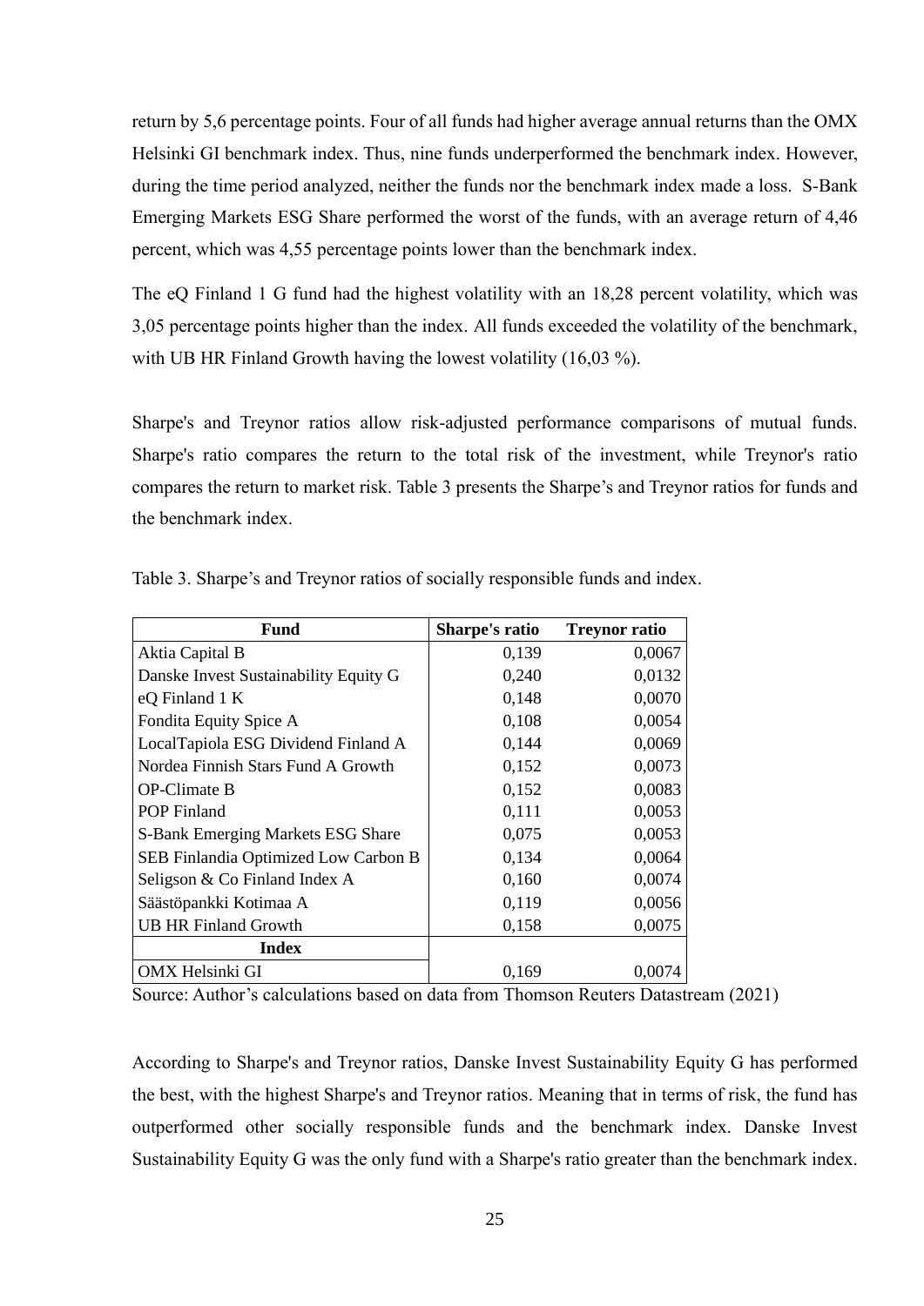return by 5,6 percentage points. Four of all funds had higher average annual returns than the OMX Helsinki GI benchmark index. Thus, nine funds underperformed the benchmark index. However, during the time period analyzed, neither the funds nor the benchmark index made a loss. S-Bank Emerging Markets ESG Share performed the worst of the funds, with an average return of 4,46 percent, which was 4,55 percentage points lower than the benchmark index.

The eQ Finland 1 G fund had the highest volatility with an 18,28 percent volatility, which was 3,05 percentage points higher than the index. All funds exceeded the volatility of the benchmark, with UB HR Finland Growth having the lowest volatility (16,03 %).

Sharpe's and Treynor ratios allow risk-adjusted performance comparisons of mutual funds. Sharpe's ratio compares the return to the total risk of the investment, while Treynor's ratio compares the return to market risk. Table 3 presents the Sharpe's and Treynor ratios for funds and the benchmark index.

Table 3. Sharpe's and Treynor ratios of socially responsible funds and index.

| Fund | Sharpe's ratio | Treynor ratio |
|---|---|---|
| Aktia Capital B | 0,139 | 0,0067 |
| Danske Invest Sustainability Equity G | 0,240 | 0,0132 |
| eQ Finland 1 K | 0,148 | 0,0070 |
| Fondita Equity Spice A | 0,108 | 0,0054 |
| LocalTapiola ESG Dividend Finland A | 0,144 | 0,0069 |
| Nordea Finnish Stars Fund A Growth | 0,152 | 0,0073 |
| OP-Climate B | 0,152 | 0,0083 |
| POP Finland | 0,111 | 0,0053 |
| S-Bank Emerging Markets ESG Share | 0,075 | 0,0053 |
| SEB Finlandia Optimized Low Carbon B | 0,134 | 0,0064 |
| Seligson & Co Finland Index A | 0,160 | 0,0074 |
| Säästöpankki Kotimaa A | 0,119 | 0,0056 |
| UB HR Finland Growth | 0,158 | 0,0075 |
| **Index** | | |
| OMX Helsinki GI | 0,169 | 0,0074 |

Source: Author's calculations based on data from Thomson Reuters Datastream (2021)

According to Sharpe's and Treynor ratios, Danske Invest Sustainability Equity G has performed the best, with the highest Sharpe's and Treynor ratios. Meaning that in terms of risk, the fund has outperformed other socially responsible funds and the benchmark index. Danske Invest Sustainability Equity G was the only fund with a Sharpe's ratio greater than the benchmark index.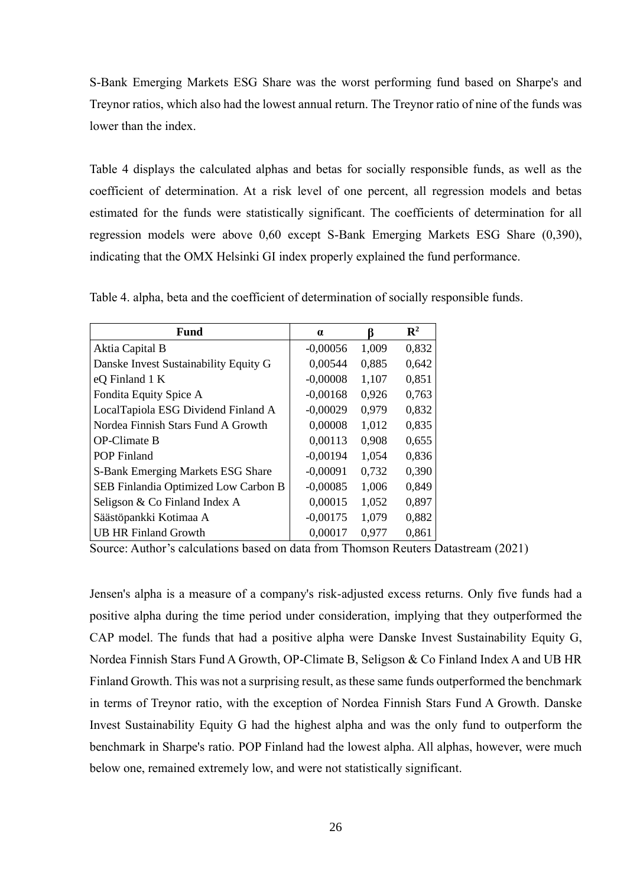S-Bank Emerging Markets ESG Share was the worst performing fund based on Sharpe's and Treynor ratios, which also had the lowest annual return. The Treynor ratio of nine of the funds was lower than the index.

Table 4 displays the calculated alphas and betas for socially responsible funds, as well as the coefficient of determination. At a risk level of one percent, all regression models and betas estimated for the funds were statistically significant. The coefficients of determination for all regression models were above 0,60 except S-Bank Emerging Markets ESG Share (0,390), indicating that the OMX Helsinki GI index properly explained the fund performance.

Table 4. alpha, beta and the coefficient of determination of socially responsible funds.

| Fund | α | β | $R^2$ |
|---|---|---|---|
| Aktia Capital B | -0,00056 | 1,009 | 0,832 |
| Danske Invest Sustainability Equity G | 0,00544 | 0,885 | 0,642 |
| eQ Finland 1 K | -0,00008 | 1,107 | 0,851 |
| Fondita Equity Spice A | -0,00168 | 0,926 | 0,763 |
| LocalTapiola ESG Dividend Finland A | -0,00029 | 0,979 | 0,832 |
| Nordea Finnish Stars Fund A Growth | 0,00008 | 1,012 | 0,835 |
| OP-Climate B | 0,00113 | 0,908 | 0,655 |
| POP Finland | -0,00194 | 1,054 | 0,836 |
| S-Bank Emerging Markets ESG Share | -0,00091 | 0,732 | 0,390 |
| SEB Finlandia Optimized Low Carbon B | -0,00085 | 1,006 | 0,849 |
| Seligson & Co Finland Index A | 0,00015 | 1,052 | 0,897 |
| Säästöpankki Kotimaa A | -0,00175 | 1,079 | 0,882 |
| UB HR Finland Growth | 0,00017 | 0,977 | 0,861 |

Source: Author's calculations based on data from Thomson Reuters Datastream (2021)

Jensen's alpha is a measure of a company's risk-adjusted excess returns. Only five funds had a positive alpha during the time period under consideration, implying that they outperformed the CAP model. The funds that had a positive alpha were Danske Invest Sustainability Equity G, Nordea Finnish Stars Fund A Growth, OP-Climate B, Seligson & Co Finland Index A and UB HR Finland Growth. This was not a surprising result, as these same funds outperformed the benchmark in terms of Treynor ratio, with the exception of Nordea Finnish Stars Fund A Growth. Danske Invest Sustainability Equity G had the highest alpha and was the only fund to outperform the benchmark in Sharpe's ratio. POP Finland had the lowest alpha. All alphas, however, were much below one, remained extremely low, and were not statistically significant.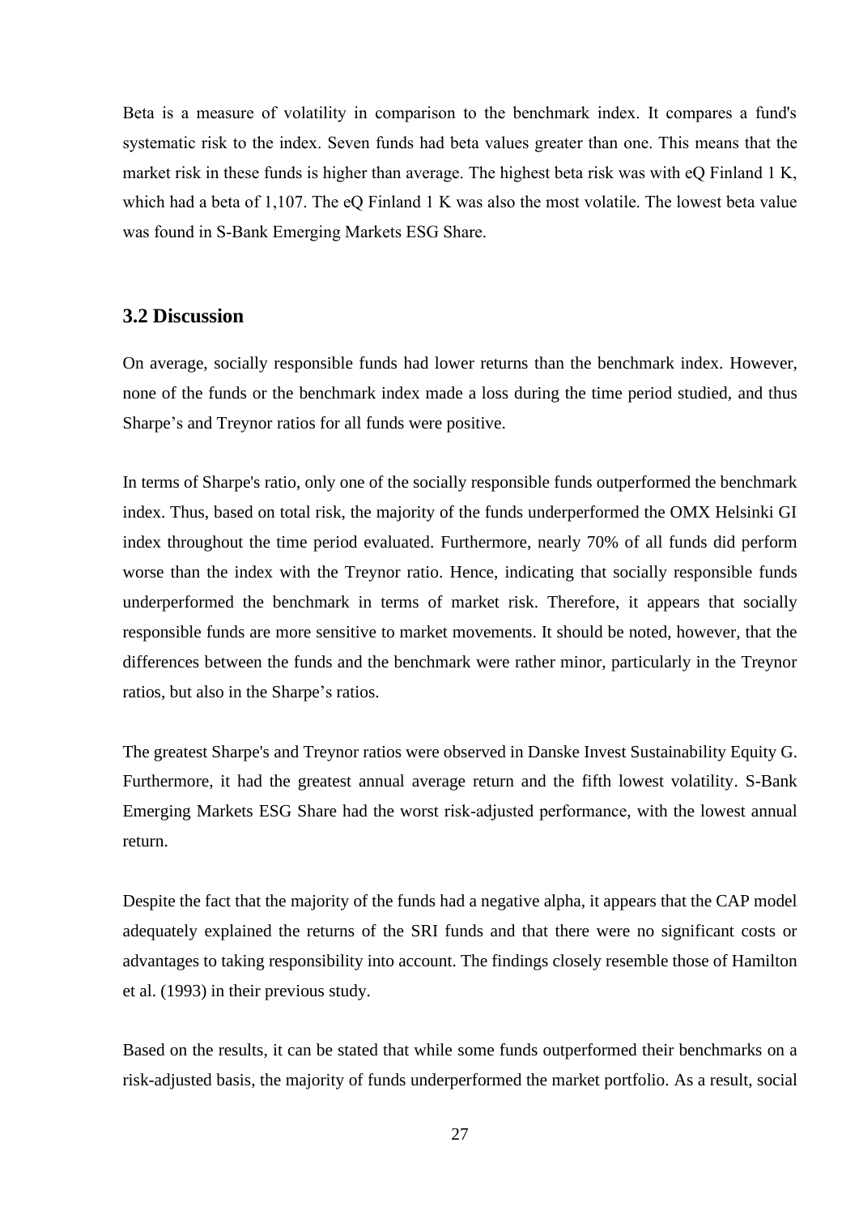Beta is a measure of volatility in comparison to the benchmark index. It compares a fund's systematic risk to the index. Seven funds had beta values greater than one. This means that the market risk in these funds is higher than average. The highest beta risk was with eQ Finland 1 K, which had a beta of 1,107. The eQ Finland 1 K was also the most volatile. The lowest beta value was found in S-Bank Emerging Markets ESG Share.

## 3.2 Discussion

On average, socially responsible funds had lower returns than the benchmark index. However, none of the funds or the benchmark index made a loss during the time period studied, and thus Sharpe's and Treynor ratios for all funds were positive.

In terms of Sharpe's ratio, only one of the socially responsible funds outperformed the benchmark index. Thus, based on total risk, the majority of the funds underperformed the OMX Helsinki GI index throughout the time period evaluated. Furthermore, nearly 70% of all funds did perform worse than the index with the Treynor ratio. Hence, indicating that socially responsible funds underperformed the benchmark in terms of market risk. Therefore, it appears that socially responsible funds are more sensitive to market movements. It should be noted, however, that the differences between the funds and the benchmark were rather minor, particularly in the Treynor ratios, but also in the Sharpe's ratios.

The greatest Sharpe's and Treynor ratios were observed in Danske Invest Sustainability Equity G. Furthermore, it had the greatest annual average return and the fifth lowest volatility. S-Bank Emerging Markets ESG Share had the worst risk-adjusted performance, with the lowest annual return.

Despite the fact that the majority of the funds had a negative alpha, it appears that the CAP model adequately explained the returns of the SRI funds and that there were no significant costs or advantages to taking responsibility into account. The findings closely resemble those of Hamilton et al. (1993) in their previous study.

Based on the results, it can be stated that while some funds outperformed their benchmarks on a risk-adjusted basis, the majority of funds underperformed the market portfolio. As a result, social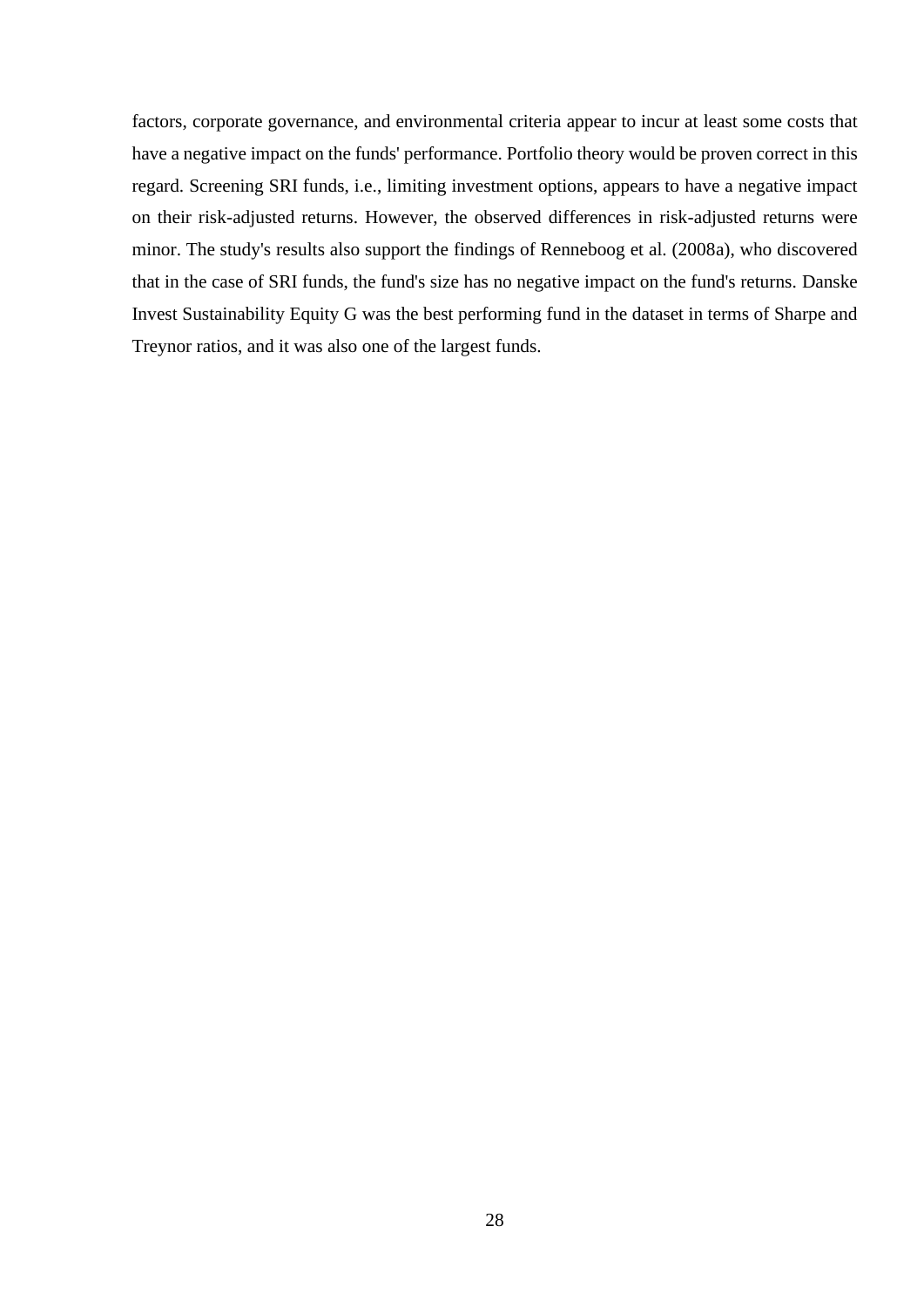factors, corporate governance, and environmental criteria appear to incur at least some costs that have a negative impact on the funds' performance. Portfolio theory would be proven correct in this regard. Screening SRI funds, i.e., limiting investment options, appears to have a negative impact on their risk-adjusted returns. However, the observed differences in risk-adjusted returns were minor. The study's results also support the findings of Renneboog et al. (2008a), who discovered that in the case of SRI funds, the fund's size has no negative impact on the fund's returns. Danske Invest Sustainability Equity G was the best performing fund in the dataset in terms of Sharpe and Treynor ratios, and it was also one of the largest funds.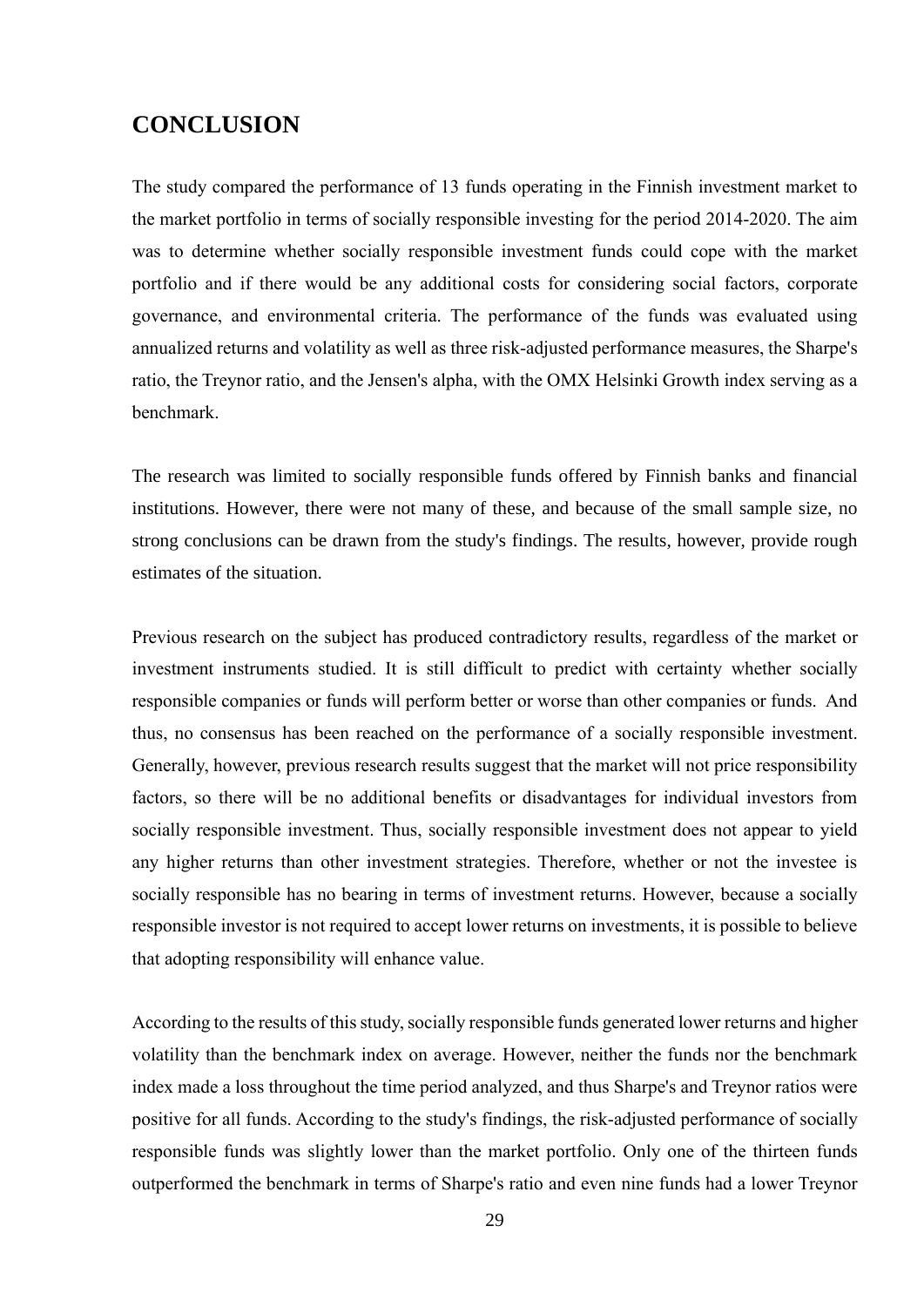# CONCLUSION

The study compared the performance of 13 funds operating in the Finnish investment market to the market portfolio in terms of socially responsible investing for the period 2014-2020. The aim was to determine whether socially responsible investment funds could cope with the market portfolio and if there would be any additional costs for considering social factors, corporate governance, and environmental criteria. The performance of the funds was evaluated using annualized returns and volatility as well as three risk-adjusted performance measures, the Sharpe's ratio, the Treynor ratio, and the Jensen's alpha, with the OMX Helsinki Growth index serving as a benchmark.

The research was limited to socially responsible funds offered by Finnish banks and financial institutions. However, there were not many of these, and because of the small sample size, no strong conclusions can be drawn from the study's findings. The results, however, provide rough estimates of the situation.

Previous research on the subject has produced contradictory results, regardless of the market or investment instruments studied. It is still difficult to predict with certainty whether socially responsible companies or funds will perform better or worse than other companies or funds. And thus, no consensus has been reached on the performance of a socially responsible investment. Generally, however, previous research results suggest that the market will not price responsibility factors, so there will be no additional benefits or disadvantages for individual investors from socially responsible investment. Thus, socially responsible investment does not appear to yield any higher returns than other investment strategies. Therefore, whether or not the investee is socially responsible has no bearing in terms of investment returns. However, because a socially responsible investor is not required to accept lower returns on investments, it is possible to believe that adopting responsibility will enhance value.

According to the results of this study, socially responsible funds generated lower returns and higher volatility than the benchmark index on average. However, neither the funds nor the benchmark index made a loss throughout the time period analyzed, and thus Sharpe's and Treynor ratios were positive for all funds. According to the study's findings, the risk-adjusted performance of socially responsible funds was slightly lower than the market portfolio. Only one of the thirteen funds outperformed the benchmark in terms of Sharpe's ratio and even nine funds had a lower Treynor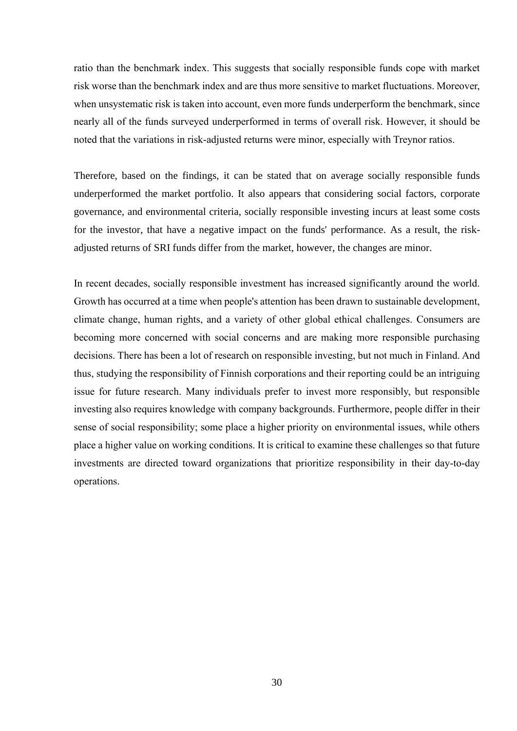ratio than the benchmark index. This suggests that socially responsible funds cope with market risk worse than the benchmark index and are thus more sensitive to market fluctuations. Moreover, when unsystematic risk is taken into account, even more funds underperform the benchmark, since nearly all of the funds surveyed underperformed in terms of overall risk. However, it should be noted that the variations in risk-adjusted returns were minor, especially with Treynor ratios.

Therefore, based on the findings, it can be stated that on average socially responsible funds underperformed the market portfolio. It also appears that considering social factors, corporate governance, and environmental criteria, socially responsible investing incurs at least some costs for the investor, that have a negative impact on the funds' performance. As a result, the risk-adjusted returns of SRI funds differ from the market, however, the changes are minor.

In recent decades, socially responsible investment has increased significantly around the world. Growth has occurred at a time when people's attention has been drawn to sustainable development, climate change, human rights, and a variety of other global ethical challenges. Consumers are becoming more concerned with social concerns and are making more responsible purchasing decisions. There has been a lot of research on responsible investing, but not much in Finland. And thus, studying the responsibility of Finnish corporations and their reporting could be an intriguing issue for future research. Many individuals prefer to invest more responsibly, but responsible investing also requires knowledge with company backgrounds. Furthermore, people differ in their sense of social responsibility; some place a higher priority on environmental issues, while others place a higher value on working conditions. It is critical to examine these challenges so that future investments are directed toward organizations that prioritize responsibility in their day-to-day operations.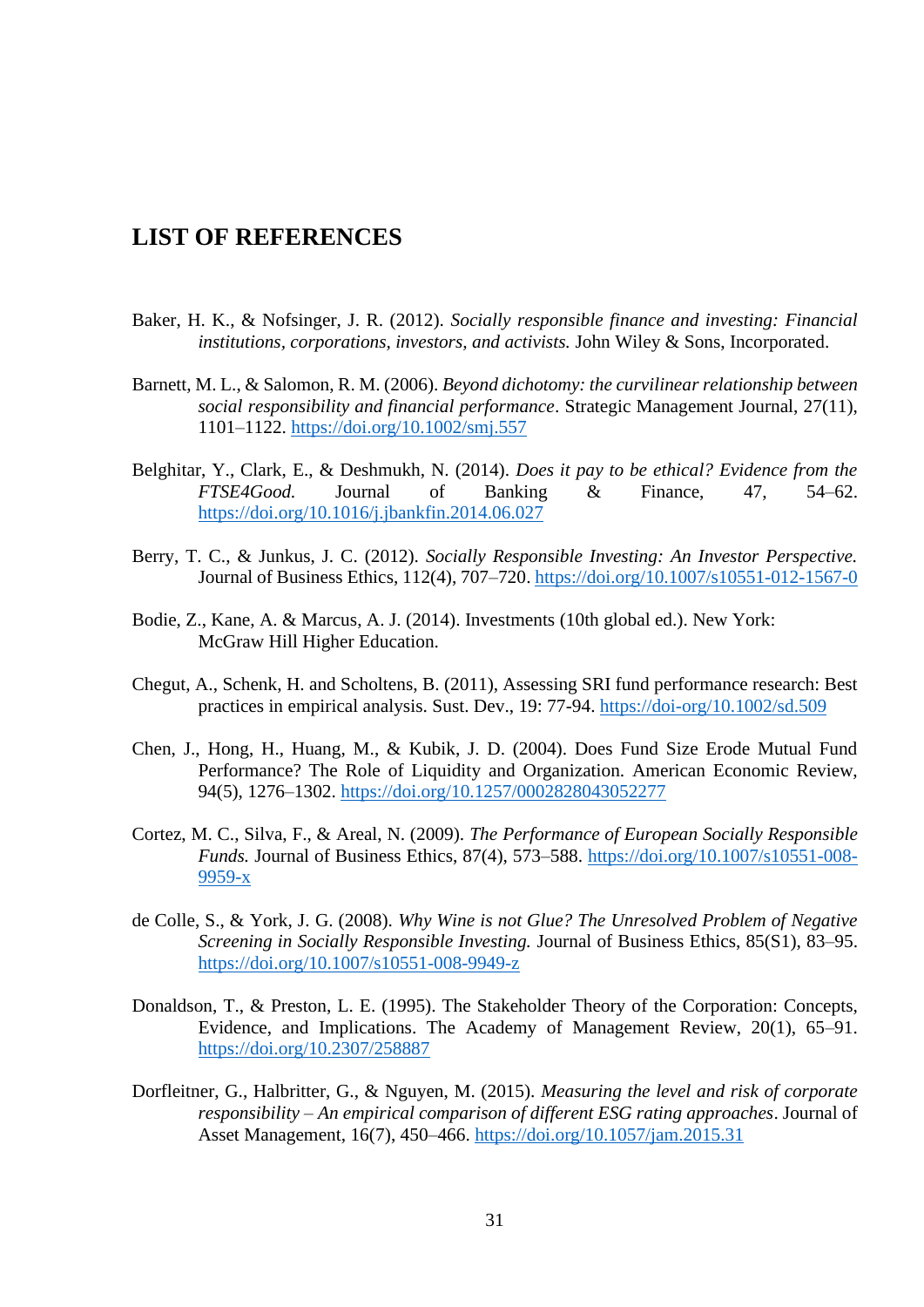# LIST OF REFERENCES

Baker, H. K., & Nofsinger, J. R. (2012). *Socially responsible finance and investing: Financial institutions, corporations, investors, and activists.* John Wiley & Sons, Incorporated.

Barnett, M. L., & Salomon, R. M. (2006). *Beyond dichotomy: the curvilinear relationship between social responsibility and financial performance*. Strategic Management Journal, 27(11), 1101–1122. https://doi.org/10.1002/smj.557

Belghitar, Y., Clark, E., & Deshmukh, N. (2014). *Does it pay to be ethical? Evidence from the FTSE4Good.* Journal of Banking & Finance, 47, 54–62. https://doi.org/10.1016/j.jbankfin.2014.06.027

Berry, T. C., & Junkus, J. C. (2012). *Socially Responsible Investing: An Investor Perspective.* Journal of Business Ethics, 112(4), 707–720. https://doi.org/10.1007/s10551-012-1567-0

Bodie, Z., Kane, A. & Marcus, A. J. (2014). Investments (10th global ed.). New York: McGraw Hill Higher Education.

Chegut, A., Schenk, H. and Scholtens, B. (2011), Assessing SRI fund performance research: Best practices in empirical analysis. Sust. Dev., 19: 77-94. https://doi-org/10.1002/sd.509

Chen, J., Hong, H., Huang, M., & Kubik, J. D. (2004). Does Fund Size Erode Mutual Fund Performance? The Role of Liquidity and Organization. American Economic Review, 94(5), 1276–1302. https://doi.org/10.1257/0002828043052277

Cortez, M. C., Silva, F., & Areal, N. (2009). *The Performance of European Socially Responsible Funds.* Journal of Business Ethics, 87(4), 573–588. https://doi.org/10.1007/s10551-008-9959-x

de Colle, S., & York, J. G. (2008). *Why Wine is not Glue? The Unresolved Problem of Negative Screening in Socially Responsible Investing.* Journal of Business Ethics, 85(S1), 83–95. https://doi.org/10.1007/s10551-008-9949-z

Donaldson, T., & Preston, L. E. (1995). The Stakeholder Theory of the Corporation: Concepts, Evidence, and Implications. The Academy of Management Review, 20(1), 65–91. https://doi.org/10.2307/258887

Dorfleitner, G., Halbritter, G., & Nguyen, M. (2015). *Measuring the level and risk of corporate responsibility – An empirical comparison of different ESG rating approaches*. Journal of Asset Management, 16(7), 450–466. https://doi.org/10.1057/jam.2015.31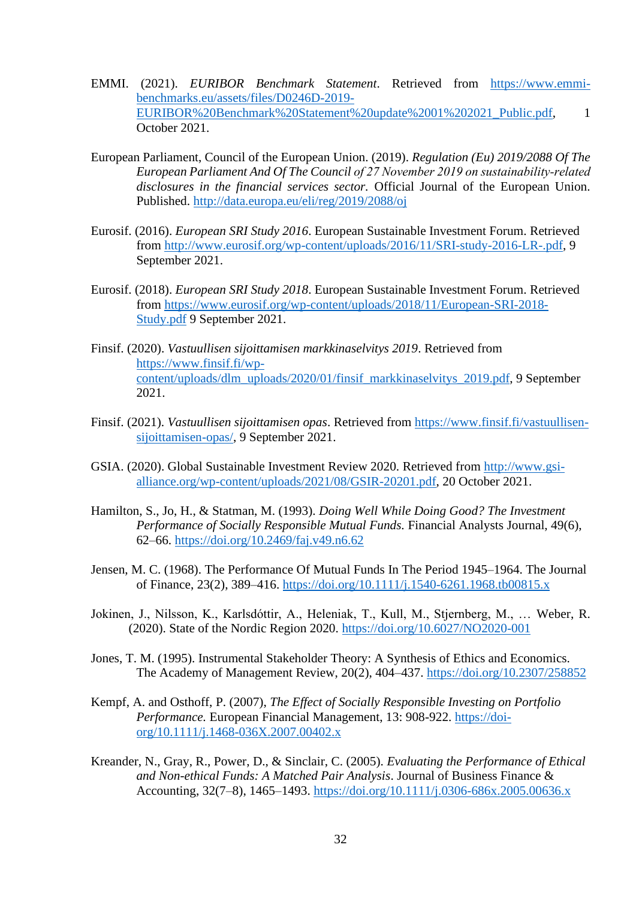EMMI. (2021). *EURIBOR Benchmark Statement*. Retrieved from https://www.emmi-benchmarks.eu/assets/files/D0246D-2019-EURIBOR%20Benchmark%20Statement%20update%2001%202021_Public.pdf, 1 October 2021.

European Parliament, Council of the European Union. (2019). *Regulation (Eu) 2019/2088 Of The European Parliament And Of The Council of 27 November 2019 on sustainability-related disclosures in the financial services sector*. Official Journal of the European Union. Published. http://data.europa.eu/eli/reg/2019/2088/oj

Eurosif. (2016). *European SRI Study 2016*. European Sustainable Investment Forum. Retrieved from http://www.eurosif.org/wp-content/uploads/2016/11/SRI-study-2016-LR-.pdf, 9 September 2021.

Eurosif. (2018). *European SRI Study 2018*. European Sustainable Investment Forum. Retrieved from https://www.eurosif.org/wp-content/uploads/2018/11/European-SRI-2018-Study.pdf 9 September 2021.

Finsif. (2020). *Vastuullisen sijoittamisen markkinaselvitys 2019*. Retrieved from https://www.finsif.fi/wp-content/uploads/dlm_uploads/2020/01/finsif_markkinaselvitys_2019.pdf, 9 September 2021.

Finsif. (2021). *Vastuullisen sijoittamisen opas*. Retrieved from https://www.finsif.fi/vastuullisen-sijoittamisen-opas/, 9 September 2021.

GSIA. (2020). Global Sustainable Investment Review 2020. Retrieved from http://www.gsi-alliance.org/wp-content/uploads/2021/08/GSIR-20201.pdf, 20 October 2021.

Hamilton, S., Jo, H., & Statman, M. (1993). *Doing Well While Doing Good? The Investment Performance of Socially Responsible Mutual Funds.* Financial Analysts Journal, 49(6), 62–66. https://doi.org/10.2469/faj.v49.n6.62

Jensen, M. C. (1968). The Performance Of Mutual Funds In The Period 1945–1964. The Journal of Finance, 23(2), 389–416. https://doi.org/10.1111/j.1540-6261.1968.tb00815.x

Jokinen, J., Nilsson, K., Karlsdóttir, A., Heleniak, T., Kull, M., Stjernberg, M., … Weber, R. (2020). State of the Nordic Region 2020. https://doi.org/10.6027/NO2020-001

Jones, T. M. (1995). Instrumental Stakeholder Theory: A Synthesis of Ethics and Economics. The Academy of Management Review, 20(2), 404–437. https://doi.org/10.2307/258852

Kempf, A. and Osthoff, P. (2007), *The Effect of Socially Responsible Investing on Portfolio Performance.* European Financial Management, 13: 908-922. https://doi-org/10.1111/j.1468-036X.2007.00402.x

Kreander, N., Gray, R., Power, D., & Sinclair, C. (2005). *Evaluating the Performance of Ethical and Non-ethical Funds: A Matched Pair Analysis*. Journal of Business Finance & Accounting, 32(7–8), 1465–1493. https://doi.org/10.1111/j.0306-686x.2005.00636.x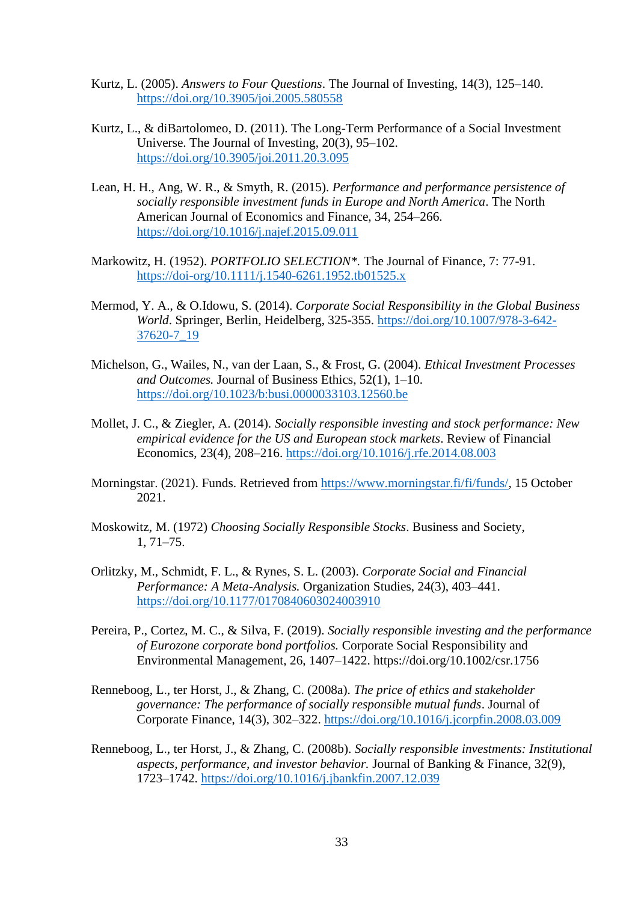Kurtz, L. (2005). *Answers to Four Questions*. The Journal of Investing, 14(3), 125–140. https://doi.org/10.3905/joi.2005.580558

Kurtz, L., & diBartolomeo, D. (2011). The Long-Term Performance of a Social Investment Universe. The Journal of Investing, 20(3), 95–102. https://doi.org/10.3905/joi.2011.20.3.095

Lean, H. H., Ang, W. R., & Smyth, R. (2015). *Performance and performance persistence of socially responsible investment funds in Europe and North America*. The North American Journal of Economics and Finance, 34, 254–266. https://doi.org/10.1016/j.najef.2015.09.011

Markowitz, H. (1952). *PORTFOLIO SELECTION\**. The Journal of Finance, 7: 77-91. https://doi-org/10.1111/j.1540-6261.1952.tb01525.x

Mermod, Y. A., & O.Idowu, S. (2014). *Corporate Social Responsibility in the Global Business World*. Springer, Berlin, Heidelberg, 325-355. https://doi.org/10.1007/978-3-642-37620-7_19

Michelson, G., Wailes, N., van der Laan, S., & Frost, G. (2004). *Ethical Investment Processes and Outcomes.* Journal of Business Ethics, 52(1), 1–10. https://doi.org/10.1023/b:busi.0000033103.12560.be

Mollet, J. C., & Ziegler, A. (2014). *Socially responsible investing and stock performance: New empirical evidence for the US and European stock markets*. Review of Financial Economics, 23(4), 208–216. https://doi.org/10.1016/j.rfe.2014.08.003

Morningstar. (2021). Funds. Retrieved from https://www.morningstar.fi/fi/funds/, 15 October 2021.

Moskowitz, M. (1972) *Choosing Socially Responsible Stocks*. Business and Society, 1, 71–75.

Orlitzky, M., Schmidt, F. L., & Rynes, S. L. (2003). *Corporate Social and Financial Performance: A Meta-Analysis.* Organization Studies, 24(3), 403–441. https://doi.org/10.1177/0170840603024003910

Pereira, P., Cortez, M. C., & Silva, F. (2019). *Socially responsible investing and the performance of Eurozone corporate bond portfolios.* Corporate Social Responsibility and Environmental Management, 26, 1407–1422. https://doi.org/10.1002/csr.1756

Renneboog, L., ter Horst, J., & Zhang, C. (2008a). *The price of ethics and stakeholder governance: The performance of socially responsible mutual funds*. Journal of Corporate Finance, 14(3), 302–322. https://doi.org/10.1016/j.jcorpfin.2008.03.009

Renneboog, L., ter Horst, J., & Zhang, C. (2008b). *Socially responsible investments: Institutional aspects, performance, and investor behavior.* Journal of Banking & Finance, 32(9), 1723–1742. https://doi.org/10.1016/j.jbankfin.2007.12.039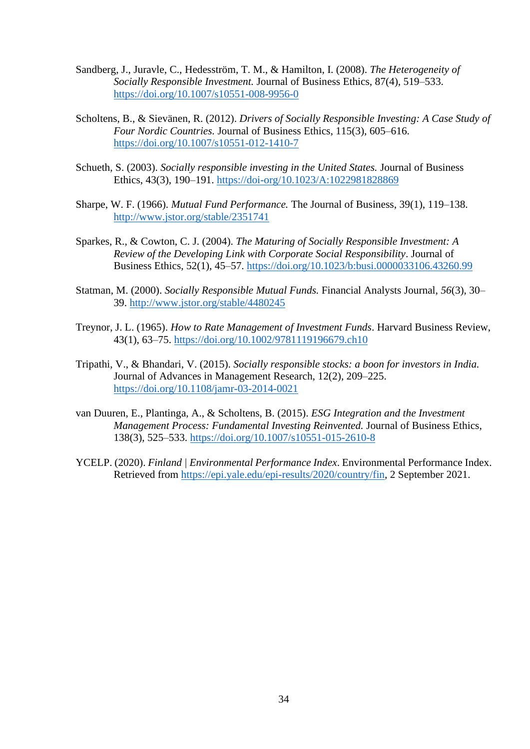Sandberg, J., Juravle, C., Hedesström, T. M., & Hamilton, I. (2008). *The Heterogeneity of Socially Responsible Investment.* Journal of Business Ethics, 87(4), 519–533. https://doi.org/10.1007/s10551-008-9956-0

Scholtens, B., & Sievänen, R. (2012). *Drivers of Socially Responsible Investing: A Case Study of Four Nordic Countries.* Journal of Business Ethics, 115(3), 605–616. https://doi.org/10.1007/s10551-012-1410-7

Schueth, S. (2003). *Socially responsible investing in the United States.* Journal of Business Ethics, 43(3), 190–191. https://doi-org/10.1023/A:1022981828869

Sharpe, W. F. (1966). *Mutual Fund Performance.* The Journal of Business, 39(1), 119–138. http://www.jstor.org/stable/2351741

Sparkes, R., & Cowton, C. J. (2004). *The Maturing of Socially Responsible Investment: A Review of the Developing Link with Corporate Social Responsibility*. Journal of Business Ethics, 52(1), 45–57. https://doi.org/10.1023/b:busi.0000033106.43260.99

Statman, M. (2000). *Socially Responsible Mutual Funds.* Financial Analysts Journal, *56*(3), 30–39. http://www.jstor.org/stable/4480245

Treynor, J. L. (1965). *How to Rate Management of Investment Funds*. Harvard Business Review, 43(1), 63–75. https://doi.org/10.1002/9781119196679.ch10

Tripathi, V., & Bhandari, V. (2015). *Socially responsible stocks: a boon for investors in India.* Journal of Advances in Management Research, 12(2), 209–225. https://doi.org/10.1108/jamr-03-2014-0021

van Duuren, E., Plantinga, A., & Scholtens, B. (2015). *ESG Integration and the Investment Management Process: Fundamental Investing Reinvented.* Journal of Business Ethics, 138(3), 525–533. https://doi.org/10.1007/s10551-015-2610-8

YCELP. (2020). *Finland | Environmental Performance Index*. Environmental Performance Index. Retrieved from https://epi.yale.edu/epi-results/2020/country/fin, 2 September 2021.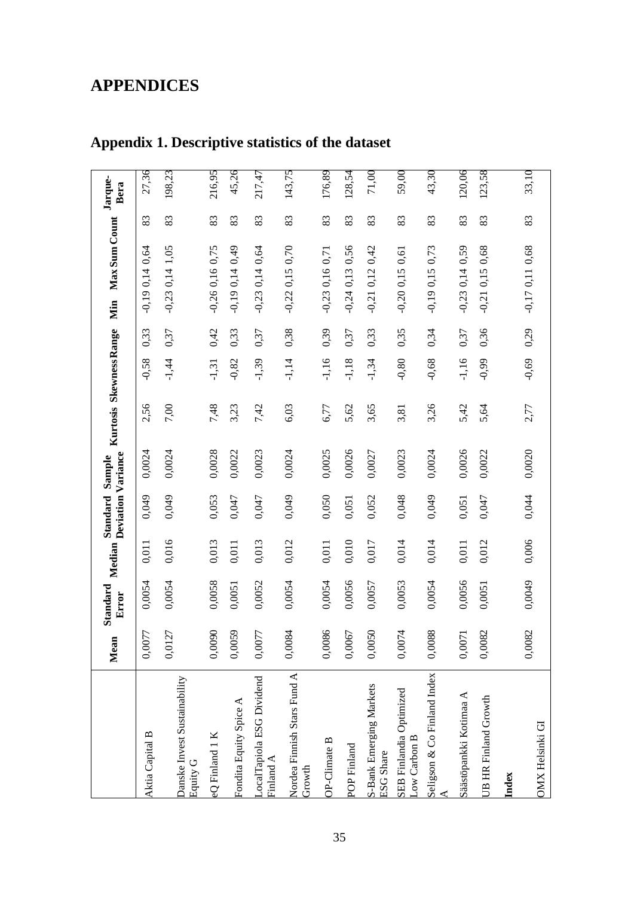# APPENDICES

## Appendix 1. Descriptive statistics of the dataset

| | Mean | Standard Error | Median | Standard Deviation | Sample Variance | Kurtosis | Skewness | Range | Min | Max | Sum | Count | Jarque-Bera |
|---|---|---|---|---|---|---|---|---|---|---|---|---|---|
| Aktia Capital B | 0,0077 | 0,0054 | 0,011 | 0,049 | 0,0024 | 2,56 | -0,58 | 0,33 | -0,19 | 0,14 | 0,64 | 83 | 27,36 |
| Danske Invest Sustainability Equity G | 0,0127 | 0,0054 | 0,016 | 0,049 | 0,0024 | 7,00 | -1,44 | 0,37 | -0,23 | 0,14 | 1,05 | 83 | 198,23 |
| eQ Finland 1 K | 0,0090 | 0,0058 | 0,013 | 0,053 | 0,0028 | 7,48 | -1,31 | 0,42 | -0,26 | 0,16 | 0,75 | 83 | 216,95 |
| Fondita Equity Spice A | 0,0059 | 0,0051 | 0,011 | 0,047 | 0,0022 | 3,23 | -0,82 | 0,33 | -0,19 | 0,14 | 0,49 | 83 | 45,26 |
| LocalTapiola ESG Dividend Finland A | 0,0077 | 0,0052 | 0,013 | 0,047 | 0,0023 | 7,42 | -1,39 | 0,37 | -0,23 | 0,14 | 0,64 | 83 | 217,47 |
| Nordea Finnish Stars Fund A Growth | 0,0084 | 0,0054 | 0,012 | 0,049 | 0,0024 | 6,03 | -1,14 | 0,38 | -0,22 | 0,15 | 0,70 | 83 | 143,75 |
| OP-Climate B | 0,0086 | 0,0054 | 0,011 | 0,050 | 0,0025 | 6,77 | -1,16 | 0,39 | -0,23 | 0,16 | 0,71 | 83 | 176,89 |
| POP Finland | 0,0067 | 0,0056 | 0,010 | 0,051 | 0,0026 | 5,62 | -1,18 | 0,37 | -0,24 | 0,13 | 0,56 | 83 | 128,54 |
| S-Bank Emerging Markets ESG Share | 0,0050 | 0,0057 | 0,017 | 0,052 | 0,0027 | 3,65 | -1,34 | 0,33 | -0,21 | 0,12 | 0,42 | 83 | 71,00 |
| SEB Finlandia Optimized Low Carbon B | 0,0074 | 0,0053 | 0,014 | 0,048 | 0,0023 | 3,81 | -0,80 | 0,35 | -0,20 | 0,15 | 0,61 | 83 | 59,00 |
| Seligson & Co Finland Index A | 0,0088 | 0,0054 | 0,014 | 0,049 | 0,0024 | 3,26 | -0,68 | 0,34 | -0,19 | 0,15 | 0,73 | 83 | 43,30 |
| Säästöpankki Kotimaa A | 0,0071 | 0,0056 | 0,011 | 0,051 | 0,0026 | 5,42 | -1,16 | 0,37 | -0,23 | 0,14 | 0,59 | 83 | 120,06 |
| UB HR Finland Growth | 0,0082 | 0,0051 | 0,012 | 0,047 | 0,0022 | 5,64 | -0,99 | 0,36 | -0,21 | 0,15 | 0,68 | 83 | 123,58 |
| **Index** | | | | | | | | | | | | | |
| OMX Helsinki GI | 0,0082 | 0,0049 | 0,006 | 0,044 | 0,0020 | 2,77 | -0,69 | 0,29 | -0,17 | 0,11 | 0,68 | 83 | 33,10 |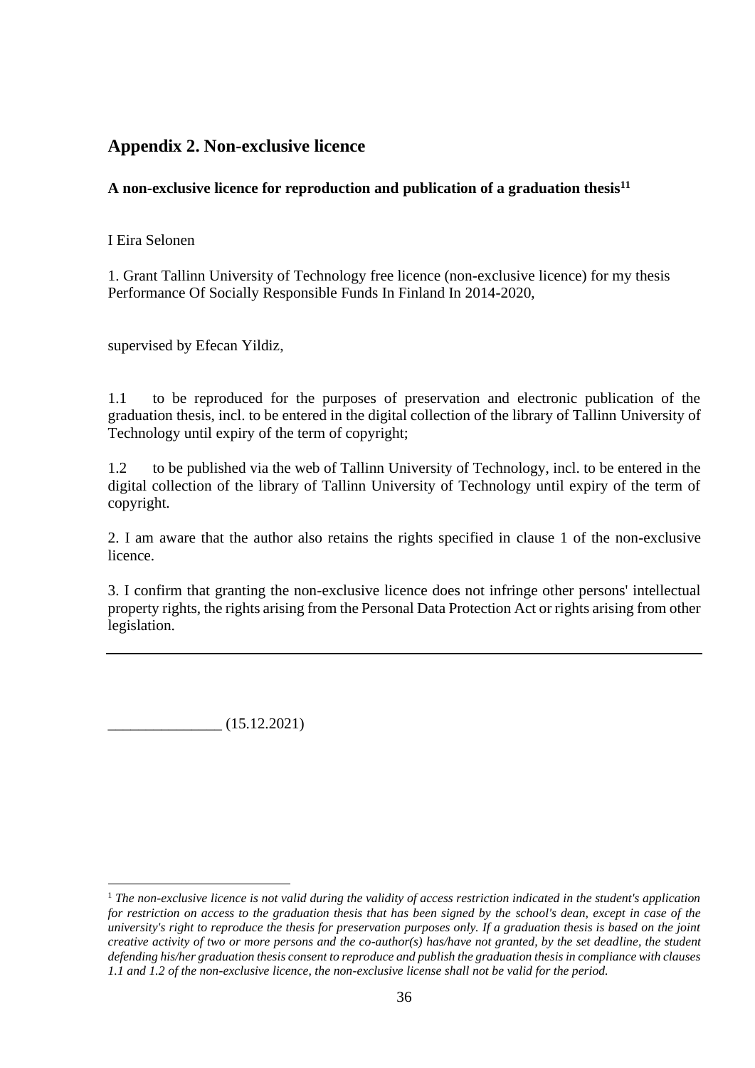## Appendix 2. Non-exclusive licence

**A non-exclusive licence for reproduction and publication of a graduation thesis[11]**

I Eira Selonen

1. Grant Tallinn University of Technology free licence (non-exclusive licence) for my thesis Performance Of Socially Responsible Funds In Finland In 2014-2020,

supervised by Efecan Yildiz,

1.1 to be reproduced for the purposes of preservation and electronic publication of the graduation thesis, incl. to be entered in the digital collection of the library of Tallinn University of Technology until expiry of the term of copyright;

1.2 to be published via the web of Tallinn University of Technology, incl. to be entered in the digital collection of the library of Tallinn University of Technology until expiry of the term of copyright.

2. I am aware that the author also retains the rights specified in clause 1 of the non-exclusive licence.

3. I confirm that granting the non-exclusive licence does not infringe other persons' intellectual property rights, the rights arising from the Personal Data Protection Act or rights arising from other legislation.

---

_______________ (15.12.2021)

[1] *The non-exclusive licence is not valid during the validity of access restriction indicated in the student's application for restriction on access to the graduation thesis that has been signed by the school's dean, except in case of the university's right to reproduce the thesis for preservation purposes only. If a graduation thesis is based on the joint creative activity of two or more persons and the co-author(s) has/have not granted, by the set deadline, the student defending his/her graduation thesis consent to reproduce and publish the graduation thesis in compliance with clauses 1.1 and 1.2 of the non-exclusive licence, the non-exclusive license shall not be valid for the period.*